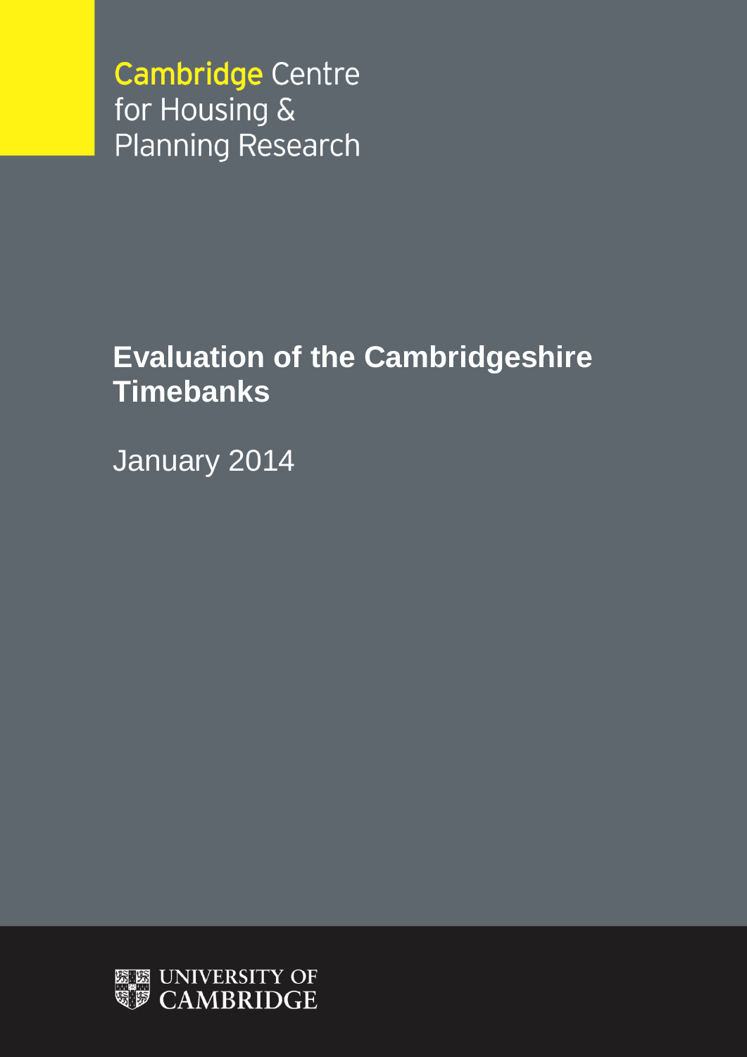Cambridge Centre for Housing & Planning Research

# Evaluation of the Cambridgeshire Timebanks

January 2014

UNIVERSITY OF CAMBRIDGE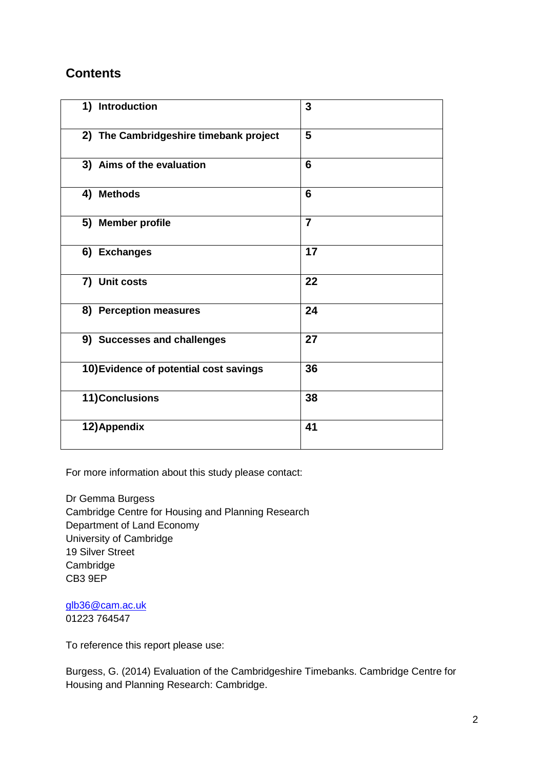## Contents

| | |
|---|---|
| **1) Introduction** | **3** |
| **2) The Cambridgeshire timebank project** | **5** |
| **3) Aims of the evaluation** | **6** |
| **4) Methods** | **6** |
| **5) Member profile** | **7** |
| **6) Exchanges** | **17** |
| **7) Unit costs** | **22** |
| **8) Perception measures** | **24** |
| **9) Successes and challenges** | **27** |
| **10) Evidence of potential cost savings** | **36** |
| **11) Conclusions** | **38** |
| **12) Appendix** | **41** |

For more information about this study please contact:

Dr Gemma Burgess
Cambridge Centre for Housing and Planning Research
Department of Land Economy
University of Cambridge
19 Silver Street
Cambridge
CB3 9EP

glb36@cam.ac.uk
01223 764547

To reference this report please use:

Burgess, G. (2014) Evaluation of the Cambridgeshire Timebanks. Cambridge Centre for Housing and Planning Research: Cambridge.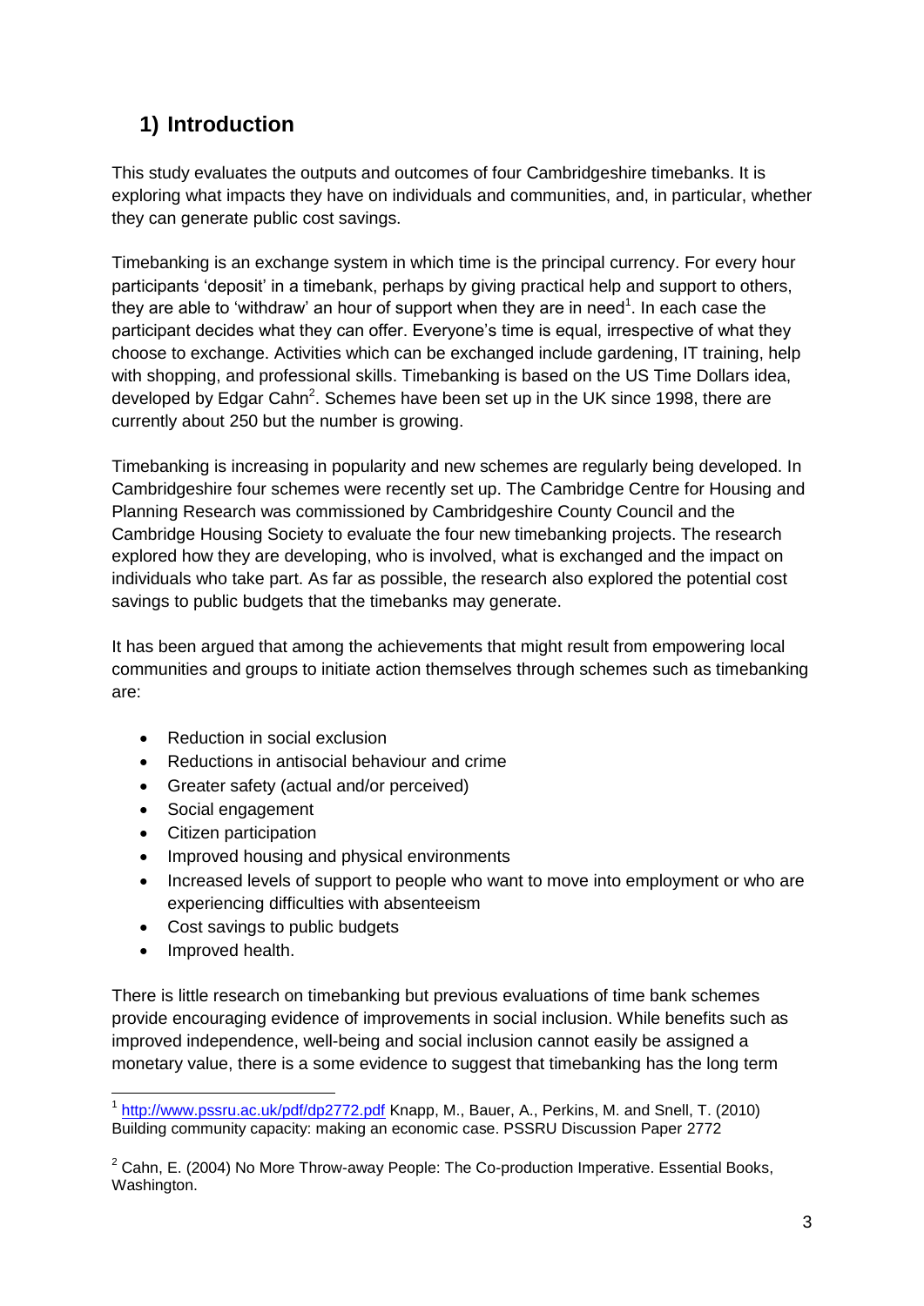## 1) Introduction

This study evaluates the outputs and outcomes of four Cambridgeshire timebanks. It is exploring what impacts they have on individuals and communities, and, in particular, whether they can generate public cost savings.

Timebanking is an exchange system in which time is the principal currency. For every hour participants 'deposit' in a timebank, perhaps by giving practical help and support to others, they are able to 'withdraw' an hour of support when they are in need[1]. In each case the participant decides what they can offer. Everyone's time is equal, irrespective of what they choose to exchange. Activities which can be exchanged include gardening, IT training, help with shopping, and professional skills. Timebanking is based on the US Time Dollars idea, developed by Edgar Cahn[2]. Schemes have been set up in the UK since 1998, there are currently about 250 but the number is growing.

Timebanking is increasing in popularity and new schemes are regularly being developed. In Cambridgeshire four schemes were recently set up. The Cambridge Centre for Housing and Planning Research was commissioned by Cambridgeshire County Council and the Cambridge Housing Society to evaluate the four new timebanking projects. The research explored how they are developing, who is involved, what is exchanged and the impact on individuals who take part. As far as possible, the research also explored the potential cost savings to public budgets that the timebanks may generate.

It has been argued that among the achievements that might result from empowering local communities and groups to initiate action themselves through schemes such as timebanking are:

- Reduction in social exclusion
- Reductions in antisocial behaviour and crime
- Greater safety (actual and/or perceived)
- Social engagement
- Citizen participation
- Improved housing and physical environments
- Increased levels of support to people who want to move into employment or who are experiencing difficulties with absenteeism
- Cost savings to public budgets
- Improved health.

There is little research on timebanking but previous evaluations of time bank schemes provide encouraging evidence of improvements in social inclusion. While benefits such as improved independence, well-being and social inclusion cannot easily be assigned a monetary value, there is a some evidence to suggest that timebanking has the long term

---

[1] http://www.pssru.ac.uk/pdf/dp2772.pdf Knapp, M., Bauer, A., Perkins, M. and Snell, T. (2010) Building community capacity: making an economic case. PSSRU Discussion Paper 2772

[2] Cahn, E. (2004) No More Throw-away People: The Co-production Imperative. Essential Books, Washington.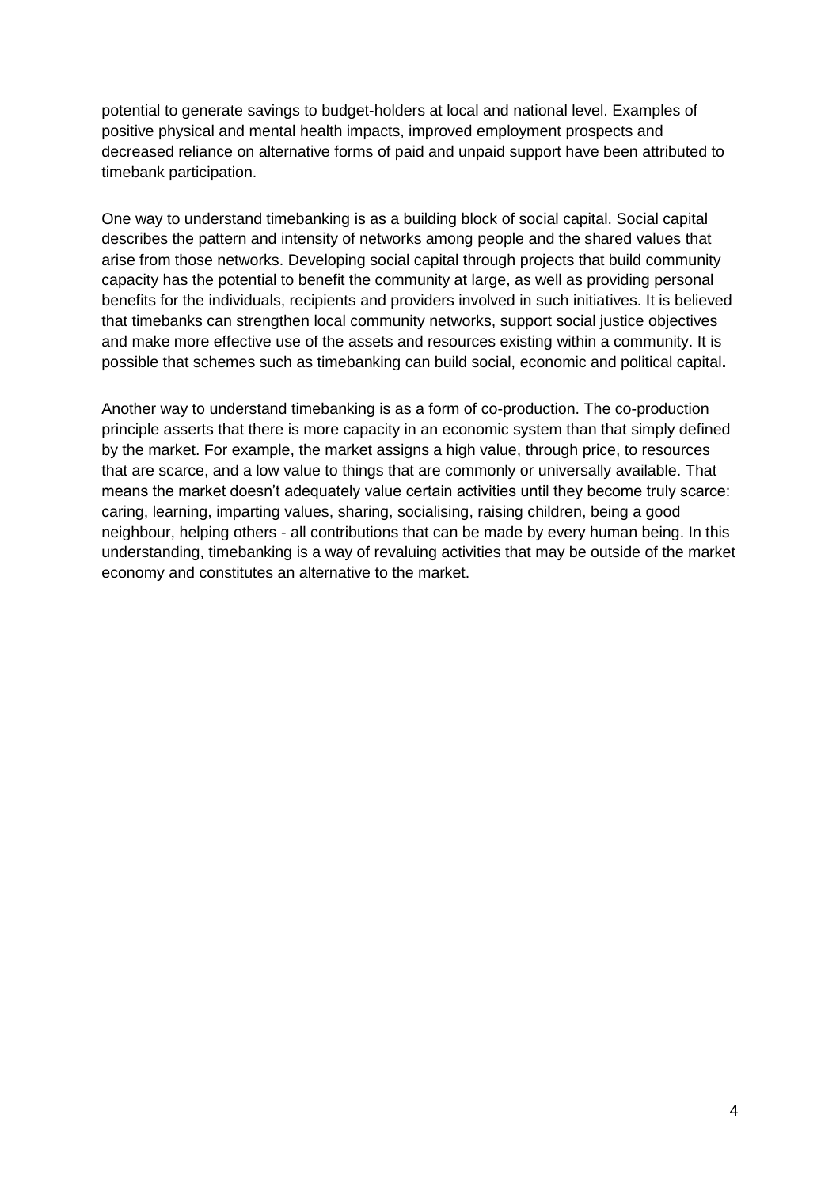potential to generate savings to budget-holders at local and national level. Examples of positive physical and mental health impacts, improved employment prospects and decreased reliance on alternative forms of paid and unpaid support have been attributed to timebank participation.

One way to understand timebanking is as a building block of social capital. Social capital describes the pattern and intensity of networks among people and the shared values that arise from those networks. Developing social capital through projects that build community capacity has the potential to benefit the community at large, as well as providing personal benefits for the individuals, recipients and providers involved in such initiatives. It is believed that timebanks can strengthen local community networks, support social justice objectives and make more effective use of the assets and resources existing within a community. It is possible that schemes such as timebanking can build social, economic and political capital**.**

Another way to understand timebanking is as a form of co-production. The co-production principle asserts that there is more capacity in an economic system than that simply defined by the market. For example, the market assigns a high value, through price, to resources that are scarce, and a low value to things that are commonly or universally available. That means the market doesn't adequately value certain activities until they become truly scarce: caring, learning, imparting values, sharing, socialising, raising children, being a good neighbour, helping others - all contributions that can be made by every human being. In this understanding, timebanking is a way of revaluing activities that may be outside of the market economy and constitutes an alternative to the market.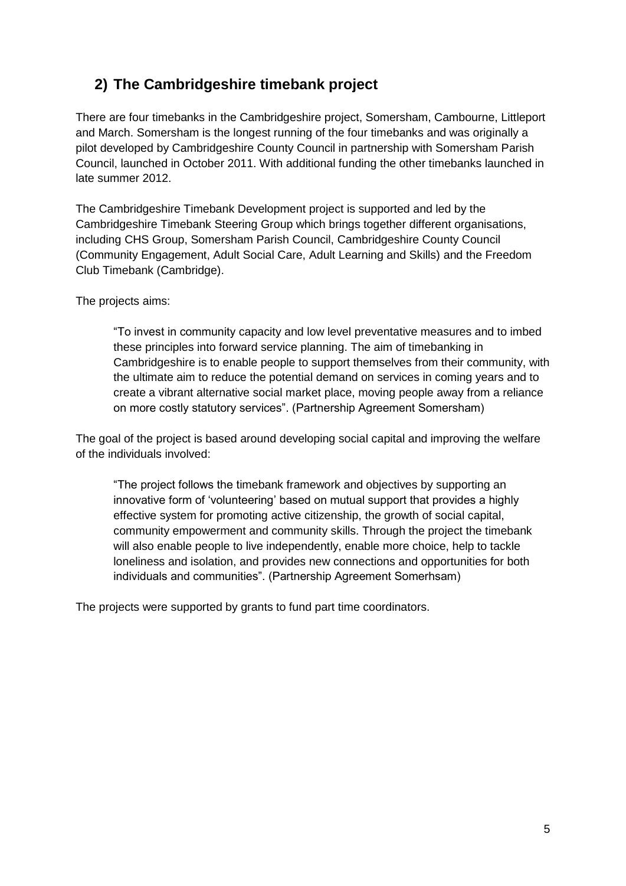## 2) The Cambridgeshire timebank project

There are four timebanks in the Cambridgeshire project, Somersham, Cambourne, Littleport and March. Somersham is the longest running of the four timebanks and was originally a pilot developed by Cambridgeshire County Council in partnership with Somersham Parish Council, launched in October 2011. With additional funding the other timebanks launched in late summer 2012.

The Cambridgeshire Timebank Development project is supported and led by the Cambridgeshire Timebank Steering Group which brings together different organisations, including CHS Group, Somersham Parish Council, Cambridgeshire County Council (Community Engagement, Adult Social Care, Adult Learning and Skills) and the Freedom Club Timebank (Cambridge).

The projects aims:

> "To invest in community capacity and low level preventative measures and to imbed these principles into forward service planning. The aim of timebanking in Cambridgeshire is to enable people to support themselves from their community, with the ultimate aim to reduce the potential demand on services in coming years and to create a vibrant alternative social market place, moving people away from a reliance on more costly statutory services". (Partnership Agreement Somersham)

The goal of the project is based around developing social capital and improving the welfare of the individuals involved:

> "The project follows the timebank framework and objectives by supporting an innovative form of 'volunteering' based on mutual support that provides a highly effective system for promoting active citizenship, the growth of social capital, community empowerment and community skills. Through the project the timebank will also enable people to live independently, enable more choice, help to tackle loneliness and isolation, and provides new connections and opportunities for both individuals and communities". (Partnership Agreement Somerhsam)

The projects were supported by grants to fund part time coordinators.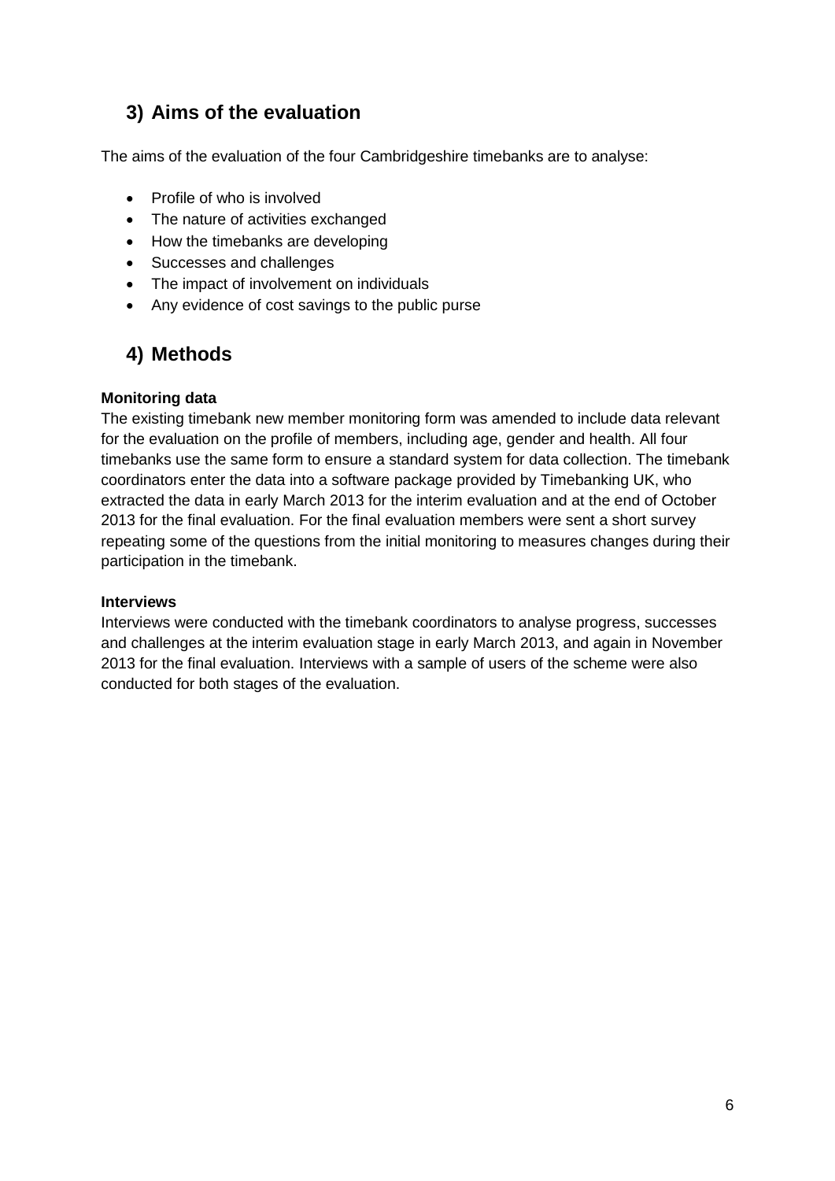## 3) Aims of the evaluation

The aims of the evaluation of the four Cambridgeshire timebanks are to analyse:

- Profile of who is involved
- The nature of activities exchanged
- How the timebanks are developing
- Successes and challenges
- The impact of involvement on individuals
- Any evidence of cost savings to the public purse

## 4) Methods

**Monitoring data**

The existing timebank new member monitoring form was amended to include data relevant for the evaluation on the profile of members, including age, gender and health. All four timebanks use the same form to ensure a standard system for data collection. The timebank coordinators enter the data into a software package provided by Timebanking UK, who extracted the data in early March 2013 for the interim evaluation and at the end of October 2013 for the final evaluation. For the final evaluation members were sent a short survey repeating some of the questions from the initial monitoring to measures changes during their participation in the timebank.

**Interviews**

Interviews were conducted with the timebank coordinators to analyse progress, successes and challenges at the interim evaluation stage in early March 2013, and again in November 2013 for the final evaluation. Interviews with a sample of users of the scheme were also conducted for both stages of the evaluation.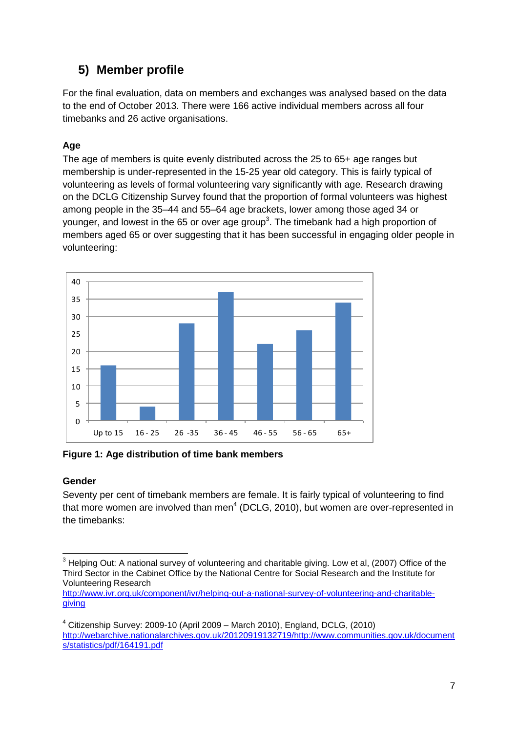## 5) Member profile

For the final evaluation, data on members and exchanges was analysed based on the data to the end of October 2013. There were 166 active individual members across all four timebanks and 26 active organisations.

**Age**

The age of members is quite evenly distributed across the 25 to 65+ age ranges but membership is under-represented in the 15-25 year old category. This is fairly typical of volunteering as levels of formal volunteering vary significantly with age. Research drawing on the DCLG Citizenship Survey found that the proportion of formal volunteers was highest among people in the 35–44 and 55–64 age brackets, lower among those aged 34 or younger, and lowest in the 65 or over age group[3]. The timebank had a high proportion of members aged 65 or over suggesting that it has been successful in engaging older people in volunteering:

**Figure 1: Age distribution of time bank members**

**Gender**

Seventy per cent of timebank members are female. It is fairly typical of volunteering to find that more women are involved than men[4] (DCLG, 2010), but women are over-represented in the timebanks:

---

[3] Helping Out: A national survey of volunteering and charitable giving. Low et al, (2007) Office of the Third Sector in the Cabinet Office by the National Centre for Social Research and the Institute for Volunteering Research http://www.ivr.org.uk/component/ivr/helping-out-a-national-survey-of-volunteering-and-charitable-giving

[4] Citizenship Survey: 2009-10 (April 2009 – March 2010), England, DCLG, (2010) http://webarchive.nationalarchives.gov.uk/20120919132719/http://www.communities.gov.uk/documents/statistics/pdf/164191.pdf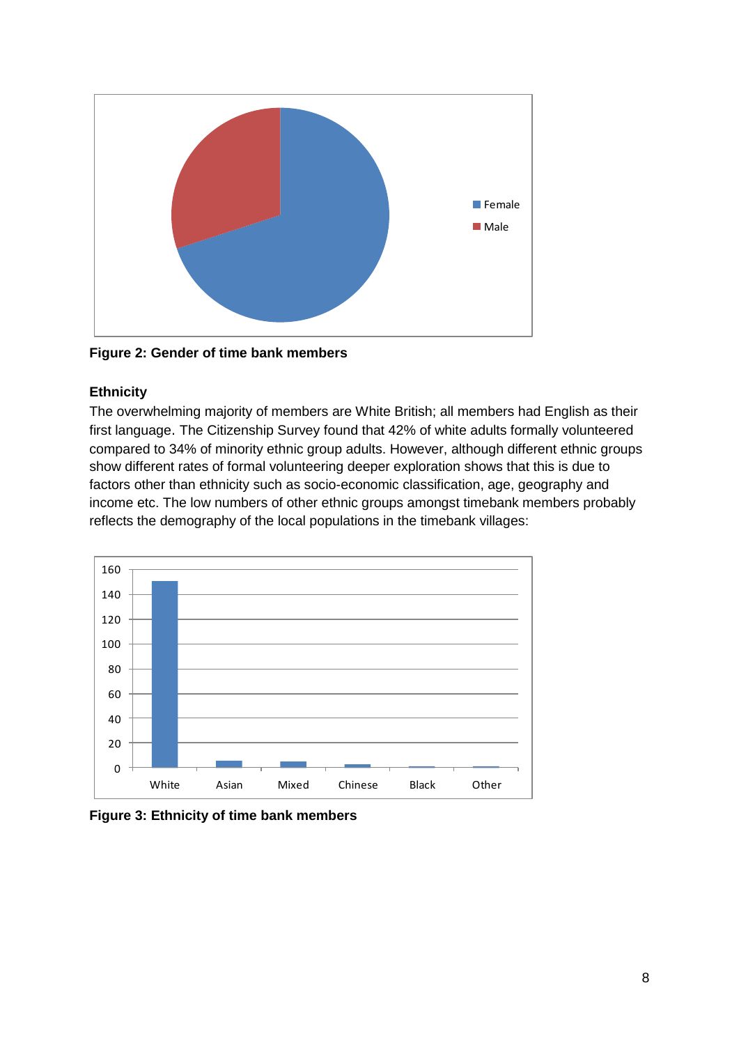**Figure 2: Gender of time bank members**

### Ethnicity

The overwhelming majority of members are White British; all members had English as their first language. The Citizenship Survey found that 42% of white adults formally volunteered compared to 34% of minority ethnic group adults. However, although different ethnic groups show different rates of formal volunteering deeper exploration shows that this is due to factors other than ethnicity such as socio-economic classification, age, geography and income etc. The low numbers of other ethnic groups amongst timebank members probably reflects the demography of the local populations in the timebank villages:

**Figure 3: Ethnicity of time bank members**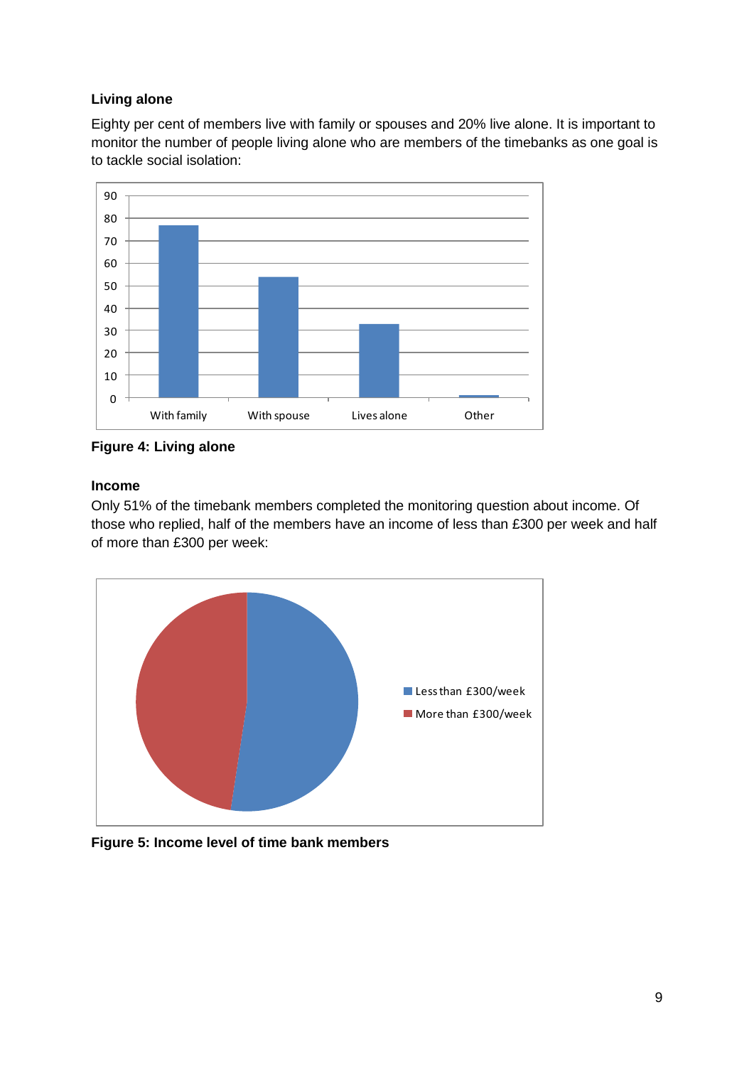### Living alone

Eighty per cent of members live with family or spouses and 20% live alone. It is important to monitor the number of people living alone who are members of the timebanks as one goal is to tackle social isolation:

**Figure 4: Living alone**

### Income

Only 51% of the timebank members completed the monitoring question about income. Of those who replied, half of the members have an income of less than £300 per week and half of more than £300 per week:

**Figure 5: Income level of time bank members**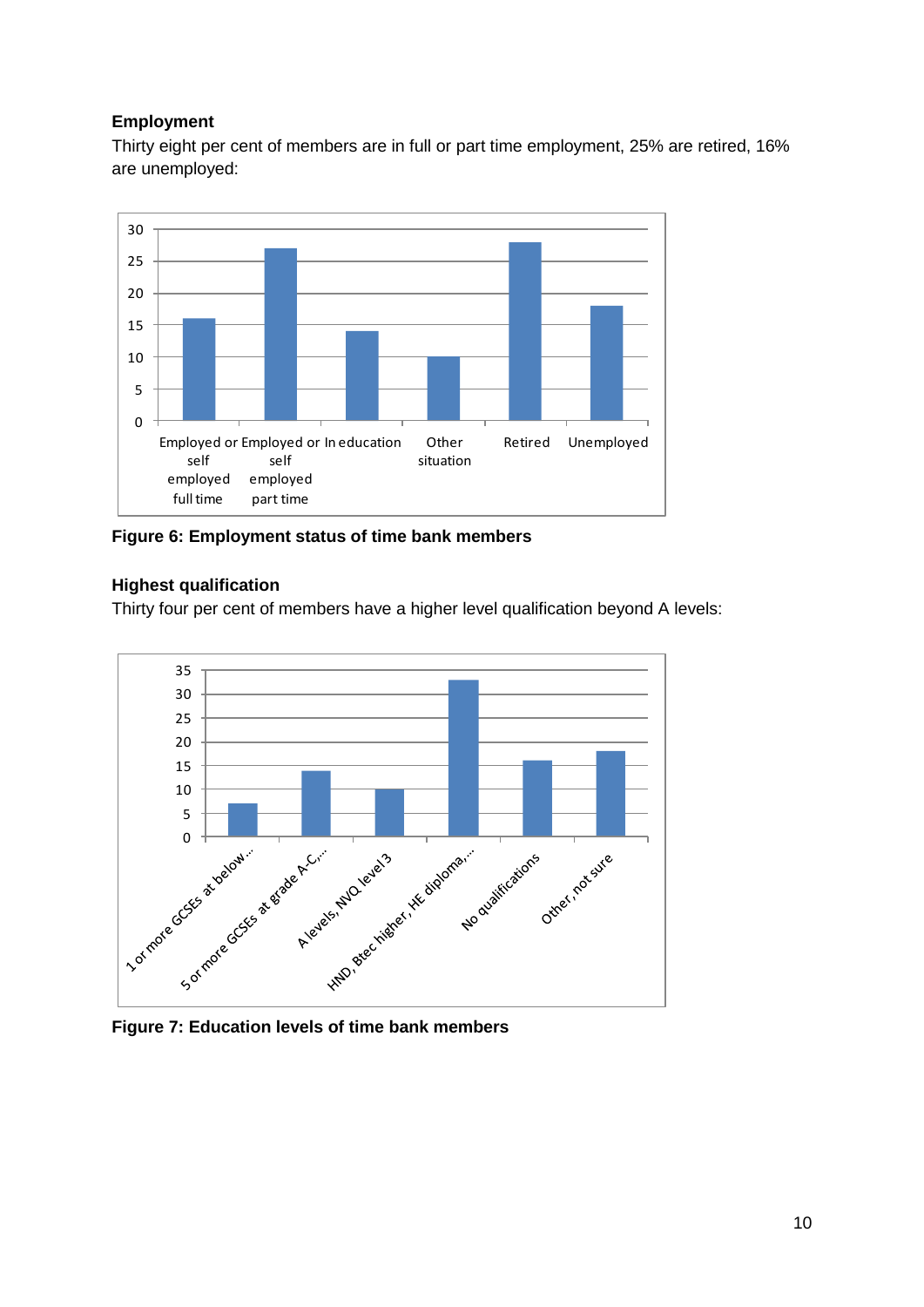### Employment

Thirty eight per cent of members are in full or part time employment, 25% are retired, 16% are unemployed:

**Figure 6: Employment status of time bank members**

### Highest qualification

Thirty four per cent of members have a higher level qualification beyond A levels:

**Figure 7: Education levels of time bank members**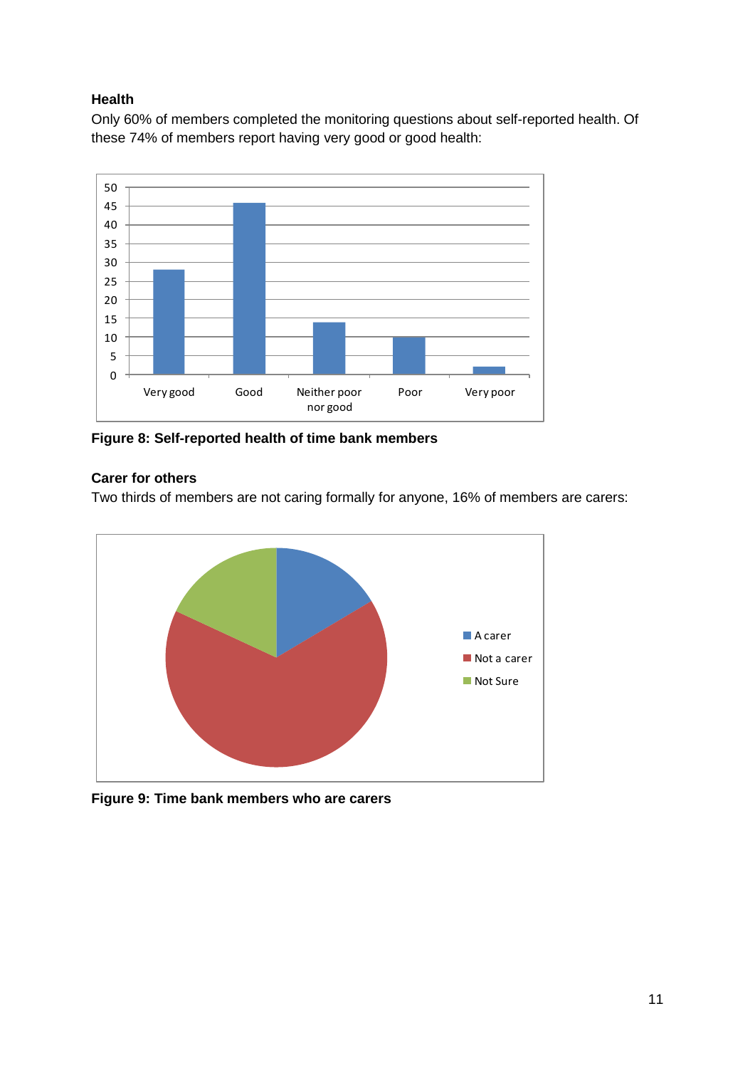### Health

Only 60% of members completed the monitoring questions about self-reported health. Of these 74% of members report having very good or good health:

**Figure 8: Self-reported health of time bank members**

### Carer for others

Two thirds of members are not caring formally for anyone, 16% of members are carers:

**Figure 9: Time bank members who are carers**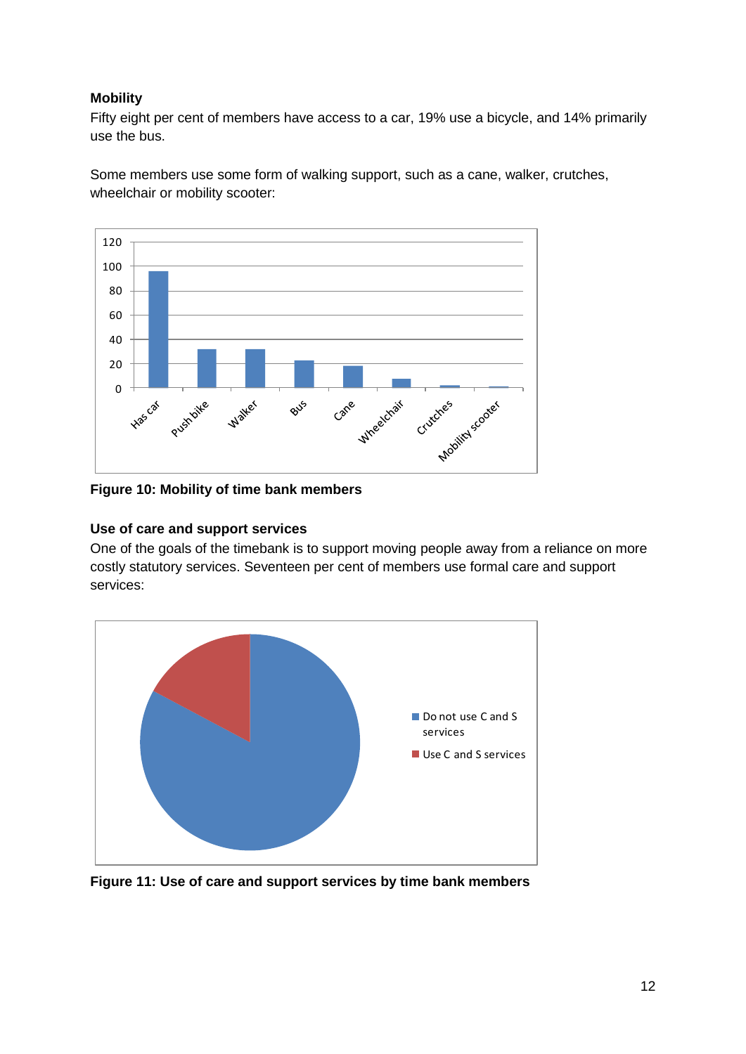### Mobility

Fifty eight per cent of members have access to a car, 19% use a bicycle, and 14% primarily use the bus.

Some members use some form of walking support, such as a cane, walker, crutches, wheelchair or mobility scooter:

**Figure 10: Mobility of time bank members**

### Use of care and support services

One of the goals of the timebank is to support moving people away from a reliance on more costly statutory services. Seventeen per cent of members use formal care and support services:

**Figure 11: Use of care and support services by time bank members**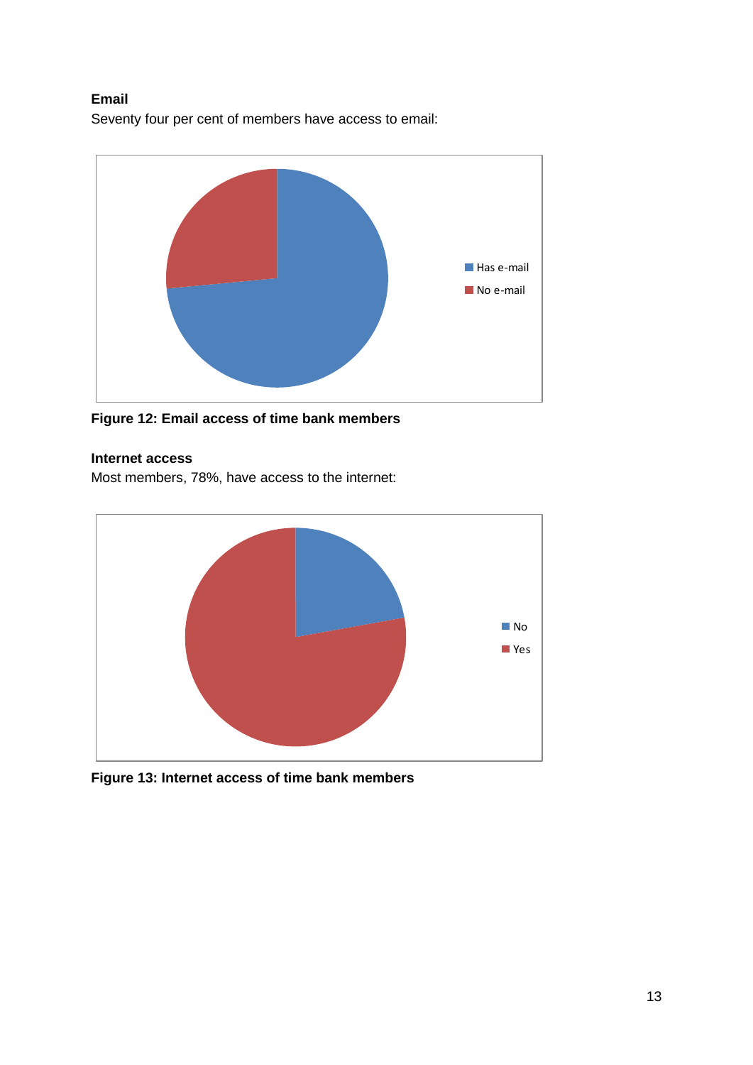### Email

Seventy four per cent of members have access to email:

Has e-mail
No e-mail

**Figure 12: Email access of time bank members**

### Internet access

Most members, 78%, have access to the internet:

No
Yes

**Figure 13: Internet access of time bank members**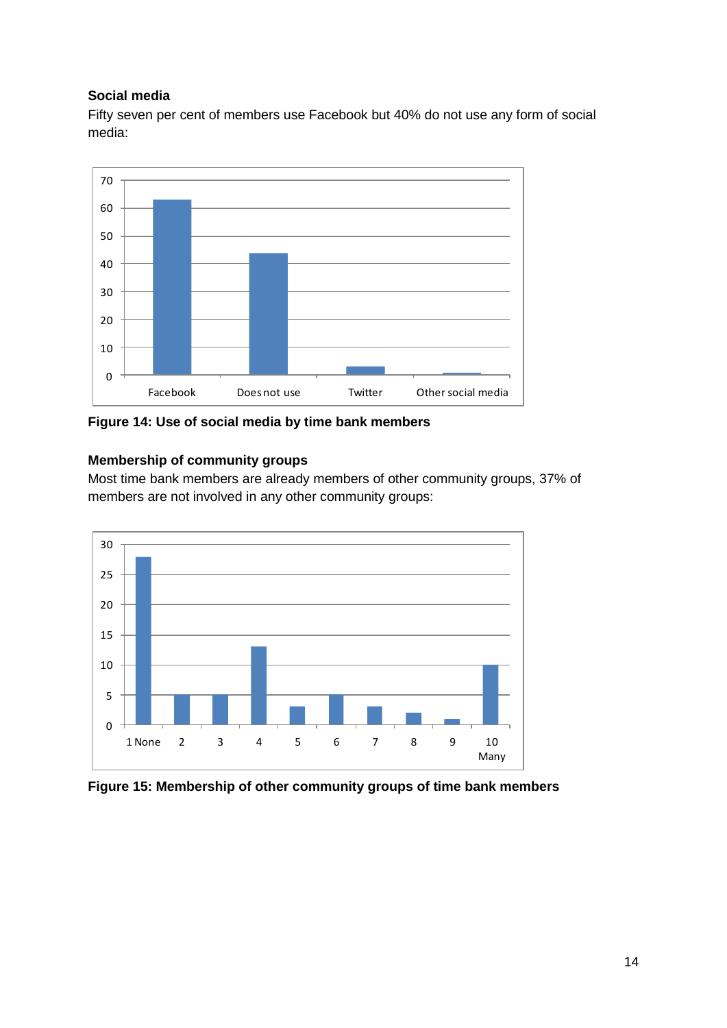### Social media

Fifty seven per cent of members use Facebook but 40% do not use any form of social media:

**Figure 14: Use of social media by time bank members**

### Membership of community groups

Most time bank members are already members of other community groups, 37% of members are not involved in any other community groups:

**Figure 15: Membership of other community groups of time bank members**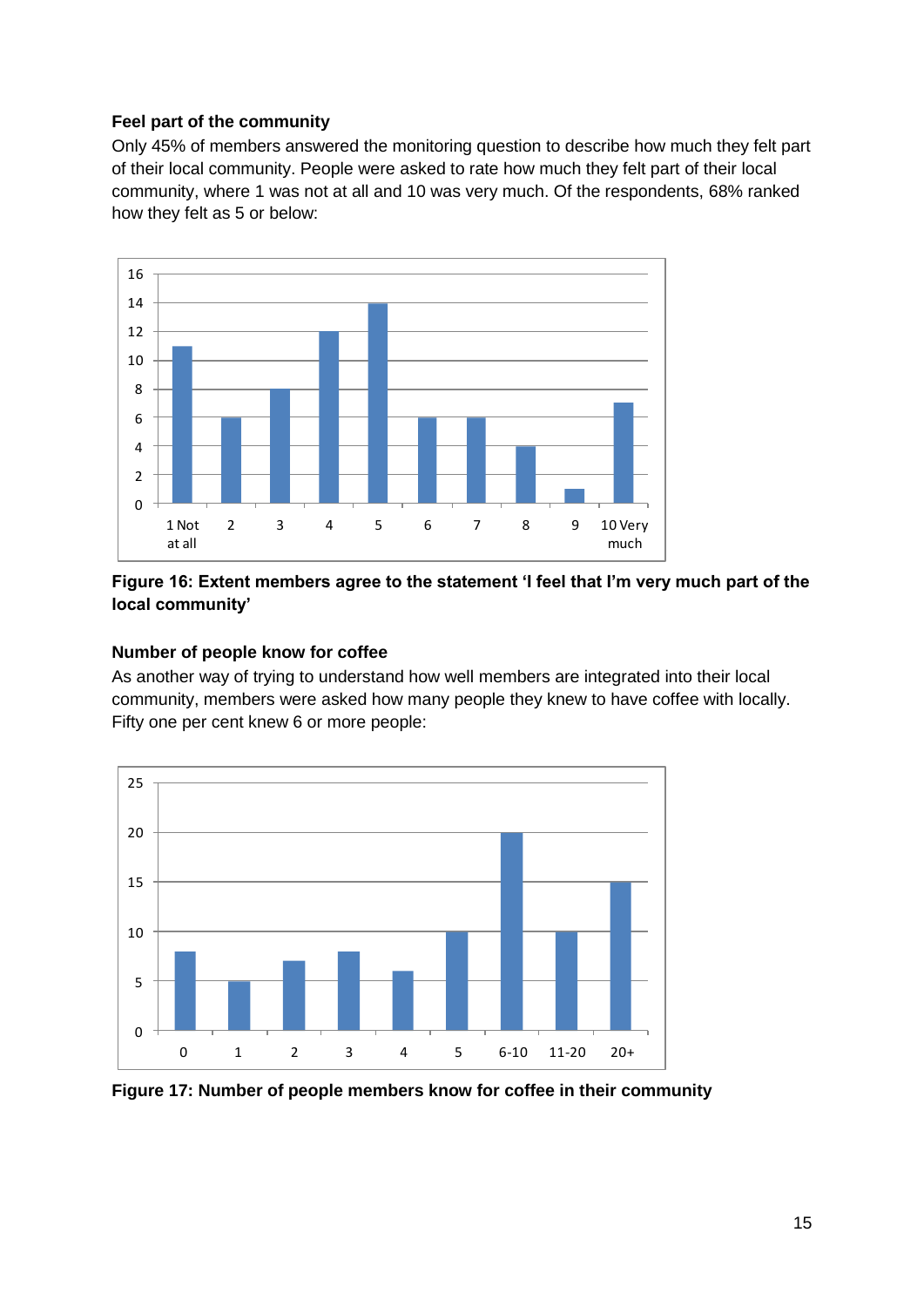**Feel part of the community**

Only 45% of members answered the monitoring question to describe how much they felt part of their local community. People were asked to rate how much they felt part of their local community, where 1 was not at all and 10 was very much. Of the respondents, 68% ranked how they felt as 5 or below:

| Rating | Count |
|---|---|
| 1 Not at all | 11 |
| 2 | 6 |
| 3 | 8 |
| 4 | 12 |
| 5 | 14 |
| 6 | 6 |
| 7 | 6 |
| 8 | 4 |
| 9 | 1 |
| 10 Very much | 7 |

**Figure 16: Extent members agree to the statement 'I feel that I'm very much part of the local community'**

**Number of people know for coffee**

As another way of trying to understand how well members are integrated into their local community, members were asked how many people they knew to have coffee with locally. Fifty one per cent knew 6 or more people:

| Number of people | Count |
|---|---|
| 0 | 8 |
| 1 | 5 |
| 2 | 7 |
| 3 | 8 |
| 4 | 6 |
| 5 | 10 |
| 6-10 | 20 |
| 11-20 | 10 |
| 20+ | 15 |

**Figure 17: Number of people members know for coffee in their community**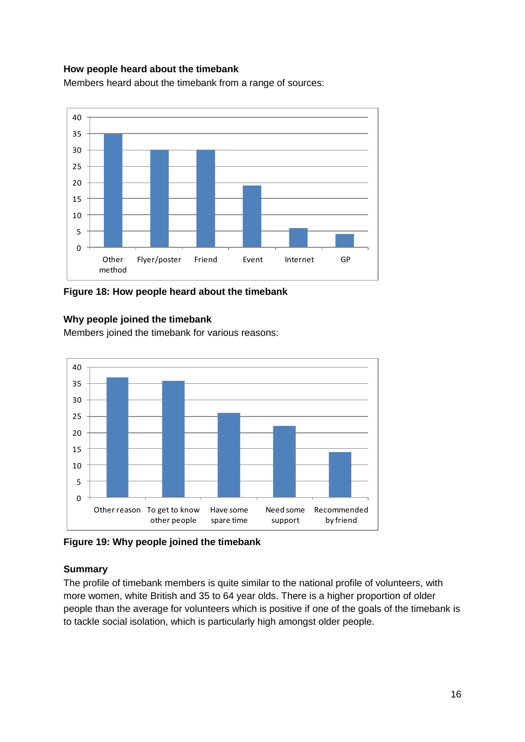### How people heard about the timebank

Members heard about the timebank from a range of sources:

**Figure 18: How people heard about the timebank**

### Why people joined the timebank

Members joined the timebank for various reasons:

**Figure 19: Why people joined the timebank**

### Summary

The profile of timebank members is quite similar to the national profile of volunteers, with more women, white British and 35 to 64 year olds. There is a higher proportion of older people than the average for volunteers which is positive if one of the goals of the timebank is to tackle social isolation, which is particularly high amongst older people.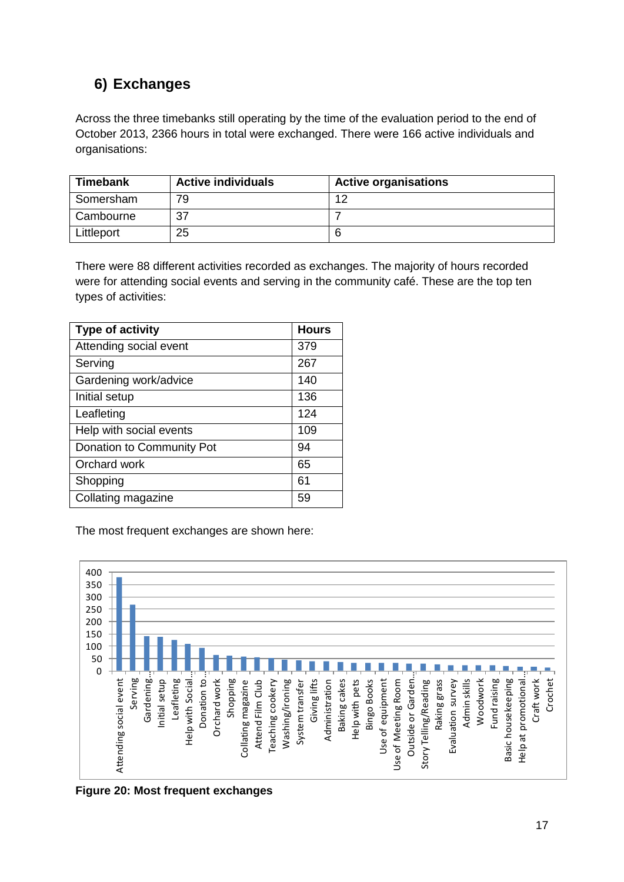## 6) Exchanges

Across the three timebanks still operating by the time of the evaluation period to the end of October 2013, 2366 hours in total were exchanged. There were 166 active individuals and organisations:

| Timebank | Active individuals | Active organisations |
|---|---|---|
| Somersham | 79 | 12 |
| Cambourne | 37 | 7 |
| Littleport | 25 | 6 |

There were 88 different activities recorded as exchanges. The majority of hours recorded were for attending social events and serving in the community café. These are the top ten types of activities:

| Type of activity | Hours |
|---|---|
| Attending social event | 379 |
| Serving | 267 |
| Gardening work/advice | 140 |
| Initial setup | 136 |
| Leafleting | 124 |
| Help with social events | 109 |
| Donation to Community Pot | 94 |
| Orchard work | 65 |
| Shopping | 61 |
| Collating magazine | 59 |

The most frequent exchanges are shown here:

**Figure 20: Most frequent exchanges**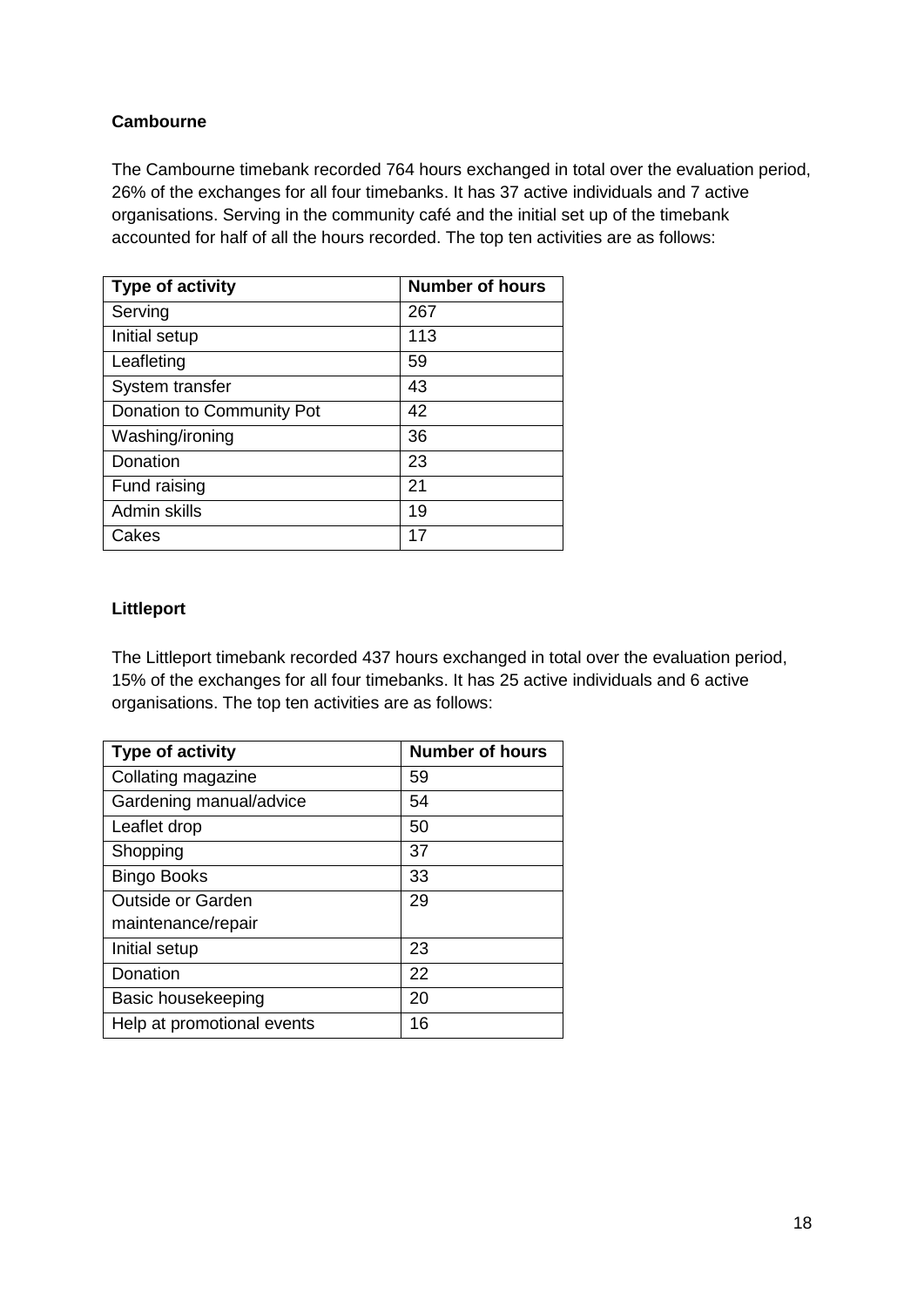**Cambourne**

The Cambourne timebank recorded 764 hours exchanged in total over the evaluation period, 26% of the exchanges for all four timebanks. It has 37 active individuals and 7 active organisations. Serving in the community café and the initial set up of the timebank accounted for half of all the hours recorded. The top ten activities are as follows:

| Type of activity | Number of hours |
|---|---|
| Serving | 267 |
| Initial setup | 113 |
| Leafleting | 59 |
| System transfer | 43 |
| Donation to Community Pot | 42 |
| Washing/ironing | 36 |
| Donation | 23 |
| Fund raising | 21 |
| Admin skills | 19 |
| Cakes | 17 |

**Littleport**

The Littleport timebank recorded 437 hours exchanged in total over the evaluation period, 15% of the exchanges for all four timebanks. It has 25 active individuals and 6 active organisations. The top ten activities are as follows:

| Type of activity | Number of hours |
|---|---|
| Collating magazine | 59 |
| Gardening manual/advice | 54 |
| Leaflet drop | 50 |
| Shopping | 37 |
| Bingo Books | 33 |
| Outside or Garden maintenance/repair | 29 |
| Initial setup | 23 |
| Donation | 22 |
| Basic housekeeping | 20 |
| Help at promotional events | 16 |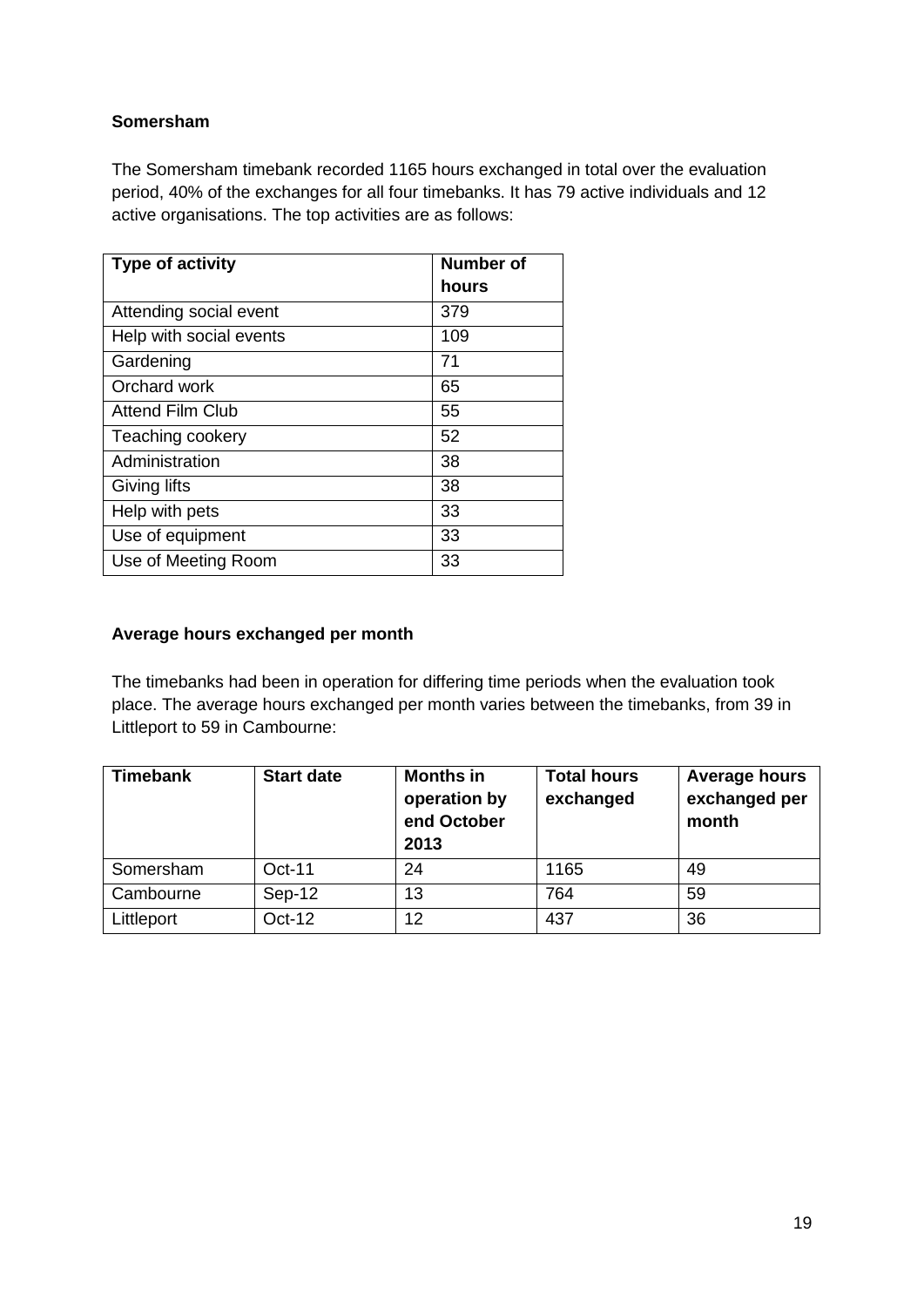**Somersham**

The Somersham timebank recorded 1165 hours exchanged in total over the evaluation period, 40% of the exchanges for all four timebanks. It has 79 active individuals and 12 active organisations. The top activities are as follows:

| Type of activity | Number of hours |
| --- | --- |
| Attending social event | 379 |
| Help with social events | 109 |
| Gardening | 71 |
| Orchard work | 65 |
| Attend Film Club | 55 |
| Teaching cookery | 52 |
| Administration | 38 |
| Giving lifts | 38 |
| Help with pets | 33 |
| Use of equipment | 33 |
| Use of Meeting Room | 33 |

**Average hours exchanged per month**

The timebanks had been in operation for differing time periods when the evaluation took place. The average hours exchanged per month varies between the timebanks, from 39 in Littleport to 59 in Cambourne:

| Timebank | Start date | Months in operation by end October 2013 | Total hours exchanged | Average hours exchanged per month |
| --- | --- | --- | --- | --- |
| Somersham | Oct-11 | 24 | 1165 | 49 |
| Cambourne | Sep-12 | 13 | 764 | 59 |
| Littleport | Oct-12 | 12 | 437 | 36 |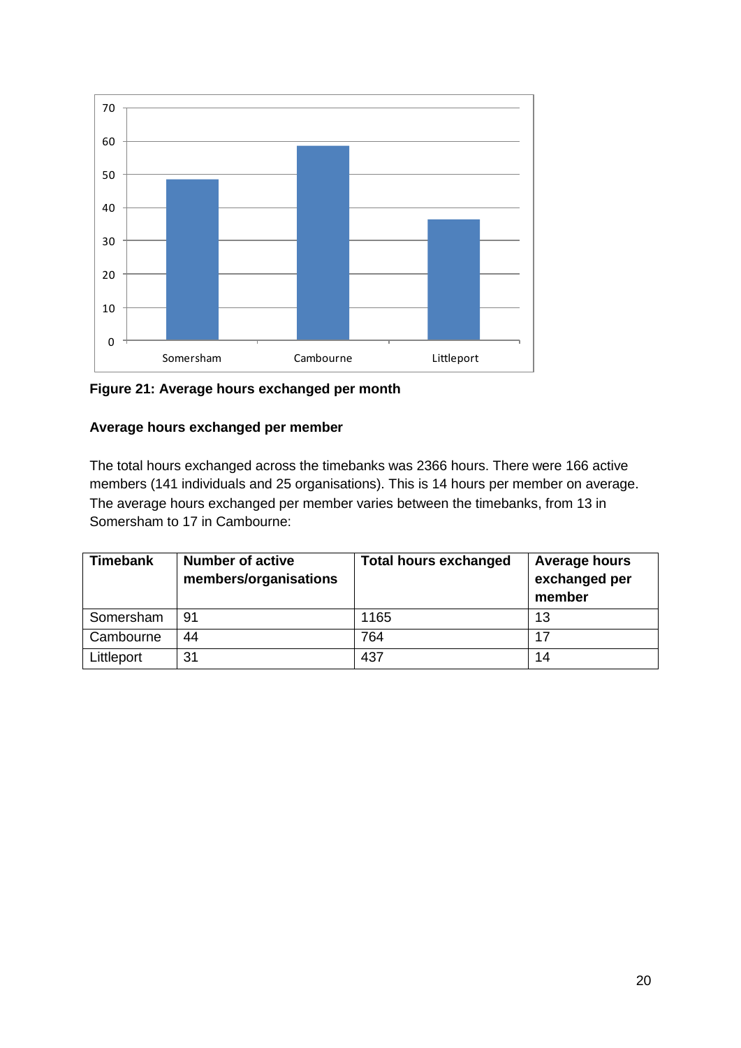**Figure 21: Average hours exchanged per month**

**Average hours exchanged per member**

The total hours exchanged across the timebanks was 2366 hours. There were 166 active members (141 individuals and 25 organisations). This is 14 hours per member on average. The average hours exchanged per member varies between the timebanks, from 13 in Somersham to 17 in Cambourne:

| Timebank | Number of active members/organisations | Total hours exchanged | Average hours exchanged per member |
|---|---|---|---|
| Somersham | 91 | 1165 | 13 |
| Cambourne | 44 | 764 | 17 |
| Littleport | 31 | 437 | 14 |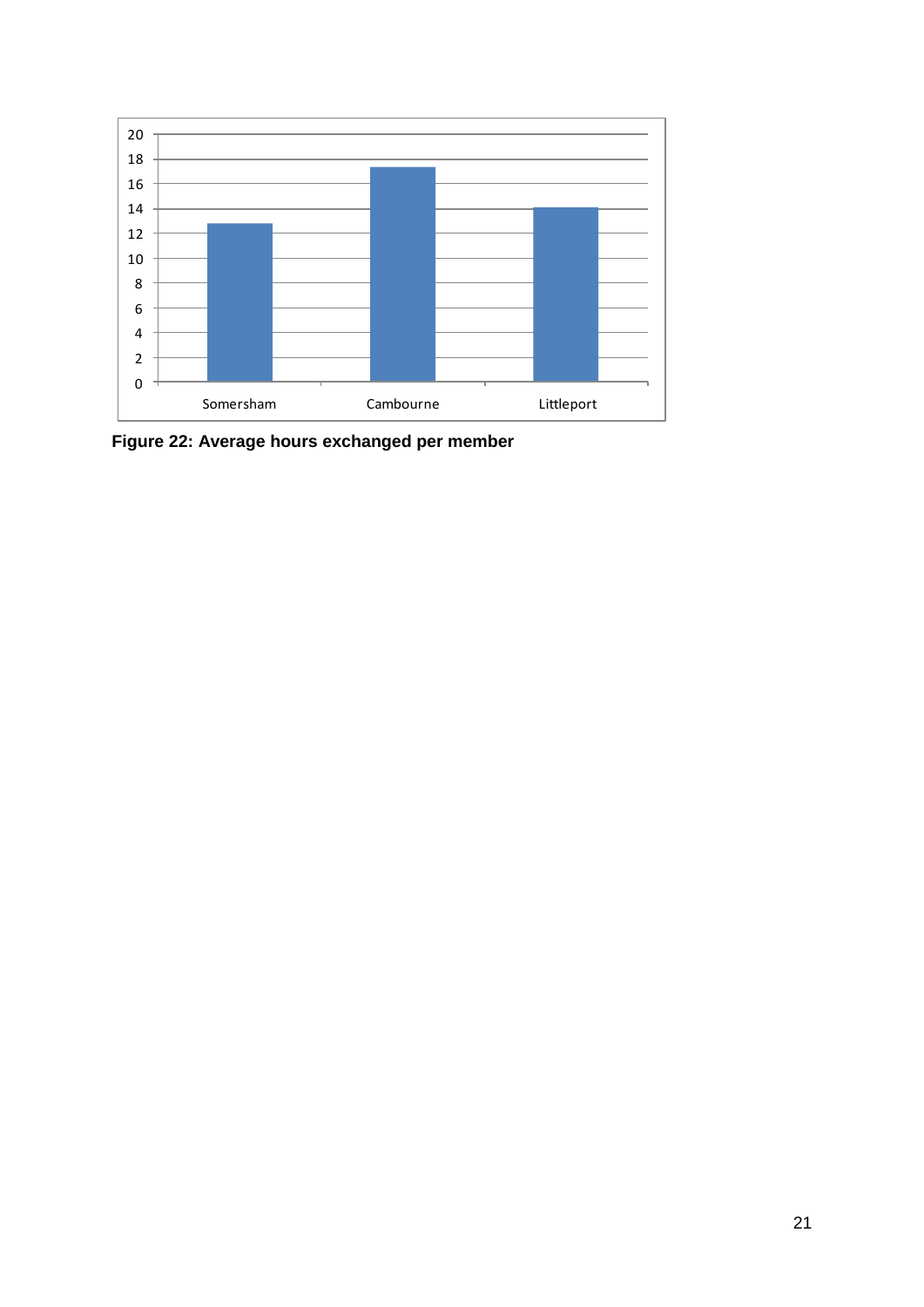Figure 22: Average hours exchanged per member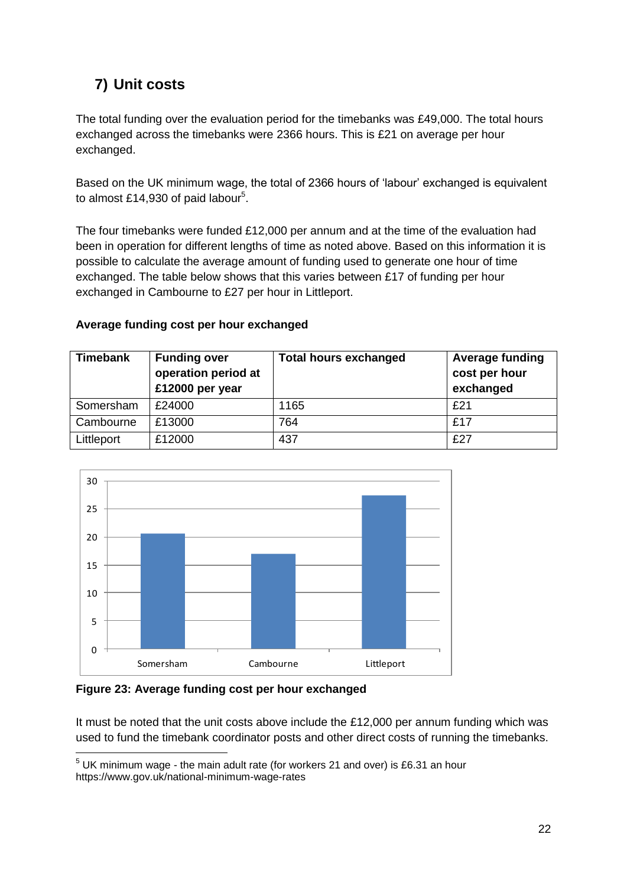## 7) Unit costs

The total funding over the evaluation period for the timebanks was £49,000. The total hours exchanged across the timebanks were 2366 hours. This is £21 on average per hour exchanged.

Based on the UK minimum wage, the total of 2366 hours of 'labour' exchanged is equivalent to almost £14,930 of paid labour[5].

The four timebanks were funded £12,000 per annum and at the time of the evaluation had been in operation for different lengths of time as noted above. Based on this information it is possible to calculate the average amount of funding used to generate one hour of time exchanged. The table below shows that this varies between £17 of funding per hour exchanged in Cambourne to £27 per hour in Littleport.

**Average funding cost per hour exchanged**

| Timebank | Funding over operation period at £12000 per year | Total hours exchanged | Average funding cost per hour exchanged |
|---|---|---|---|
| Somersham | £24000 | 1165 | £21 |
| Cambourne | £13000 | 764 | £17 |
| Littleport | £12000 | 437 | £27 |

**Figure 23: Average funding cost per hour exchanged**

It must be noted that the unit costs above include the £12,000 per annum funding which was used to fund the timebank coordinator posts and other direct costs of running the timebanks.

[5] UK minimum wage - the main adult rate (for workers 21 and over) is £6.31 an hour https://www.gov.uk/national-minimum-wage-rates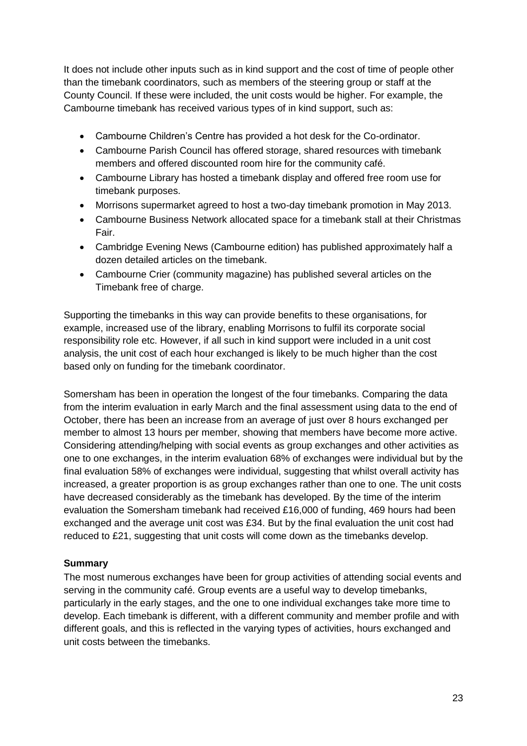It does not include other inputs such as in kind support and the cost of time of people other than the timebank coordinators, such as members of the steering group or staff at the County Council. If these were included, the unit costs would be higher. For example, the Cambourne timebank has received various types of in kind support, such as:

- Cambourne Children's Centre has provided a hot desk for the Co-ordinator.
- Cambourne Parish Council has offered storage, shared resources with timebank members and offered discounted room hire for the community café.
- Cambourne Library has hosted a timebank display and offered free room use for timebank purposes.
- Morrisons supermarket agreed to host a two-day timebank promotion in May 2013.
- Cambourne Business Network allocated space for a timebank stall at their Christmas Fair.
- Cambridge Evening News (Cambourne edition) has published approximately half a dozen detailed articles on the timebank.
- Cambourne Crier (community magazine) has published several articles on the Timebank free of charge.

Supporting the timebanks in this way can provide benefits to these organisations, for example, increased use of the library, enabling Morrisons to fulfil its corporate social responsibility role etc. However, if all such in kind support were included in a unit cost analysis, the unit cost of each hour exchanged is likely to be much higher than the cost based only on funding for the timebank coordinator.

Somersham has been in operation the longest of the four timebanks. Comparing the data from the interim evaluation in early March and the final assessment using data to the end of October, there has been an increase from an average of just over 8 hours exchanged per member to almost 13 hours per member, showing that members have become more active. Considering attending/helping with social events as group exchanges and other activities as one to one exchanges, in the interim evaluation 68% of exchanges were individual but by the final evaluation 58% of exchanges were individual, suggesting that whilst overall activity has increased, a greater proportion is as group exchanges rather than one to one. The unit costs have decreased considerably as the timebank has developed. By the time of the interim evaluation the Somersham timebank had received £16,000 of funding, 469 hours had been exchanged and the average unit cost was £34. But by the final evaluation the unit cost had reduced to £21, suggesting that unit costs will come down as the timebanks develop.

**Summary**

The most numerous exchanges have been for group activities of attending social events and serving in the community café. Group events are a useful way to develop timebanks, particularly in the early stages, and the one to one individual exchanges take more time to develop. Each timebank is different, with a different community and member profile and with different goals, and this is reflected in the varying types of activities, hours exchanged and unit costs between the timebanks.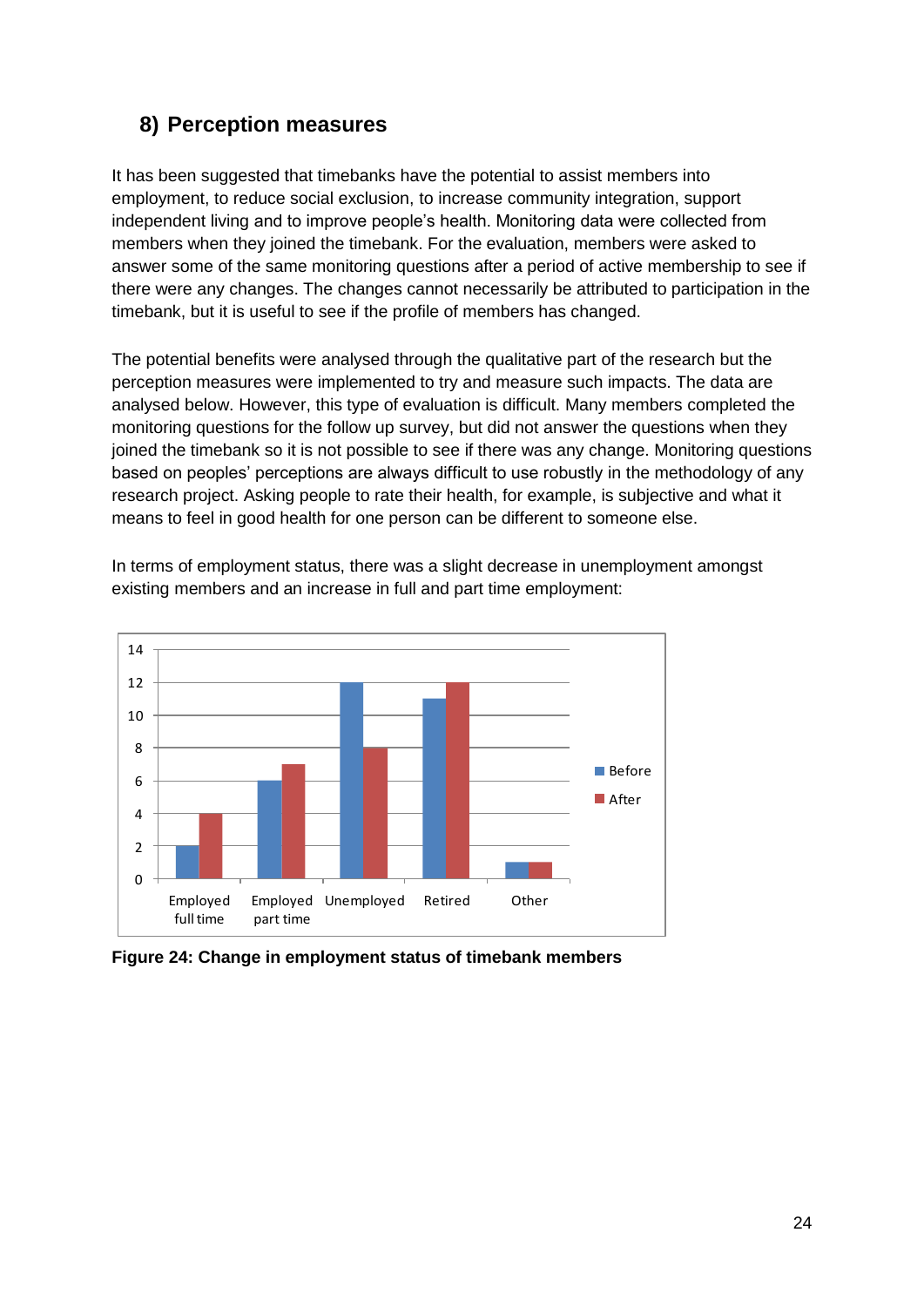## 8) Perception measures

It has been suggested that timebanks have the potential to assist members into employment, to reduce social exclusion, to increase community integration, support independent living and to improve people's health. Monitoring data were collected from members when they joined the timebank. For the evaluation, members were asked to answer some of the same monitoring questions after a period of active membership to see if there were any changes. The changes cannot necessarily be attributed to participation in the timebank, but it is useful to see if the profile of members has changed.

The potential benefits were analysed through the qualitative part of the research but the perception measures were implemented to try and measure such impacts. The data are analysed below. However, this type of evaluation is difficult. Many members completed the monitoring questions for the follow up survey, but did not answer the questions when they joined the timebank so it is not possible to see if there was any change. Monitoring questions based on peoples' perceptions are always difficult to use robustly in the methodology of any research project. Asking people to rate their health, for example, is subjective and what it means to feel in good health for one person can be different to someone else.

In terms of employment status, there was a slight decrease in unemployment amongst existing members and an increase in full and part time employment:

| | Before | After |
|---|---|---|
| Employed full time | 2 | 4 |
| Employed part time | 6 | 7 |
| Unemployed | 12 | 8 |
| Retired | 11 | 12 |
| Other | 1 | 1 |

**Figure 24: Change in employment status of timebank members**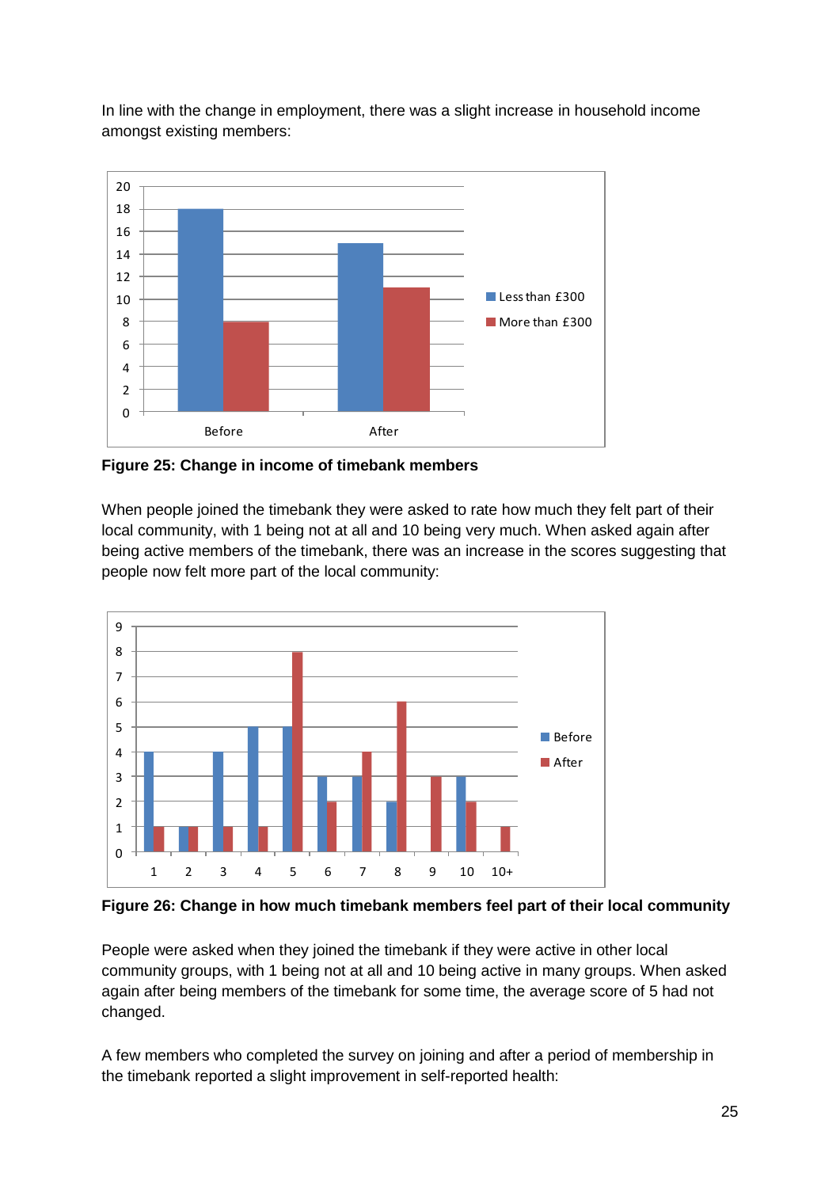In line with the change in employment, there was a slight increase in household income amongst existing members:

**Figure 25: Change in income of timebank members**

When people joined the timebank they were asked to rate how much they felt part of their local community, with 1 being not at all and 10 being very much. When asked again after being active members of the timebank, there was an increase in the scores suggesting that people now felt more part of the local community:

**Figure 26: Change in how much timebank members feel part of their local community**

People were asked when they joined the timebank if they were active in other local community groups, with 1 being not at all and 10 being active in many groups. When asked again after being members of the timebank for some time, the average score of 5 had not changed.

A few members who completed the survey on joining and after a period of membership in the timebank reported a slight improvement in self-reported health: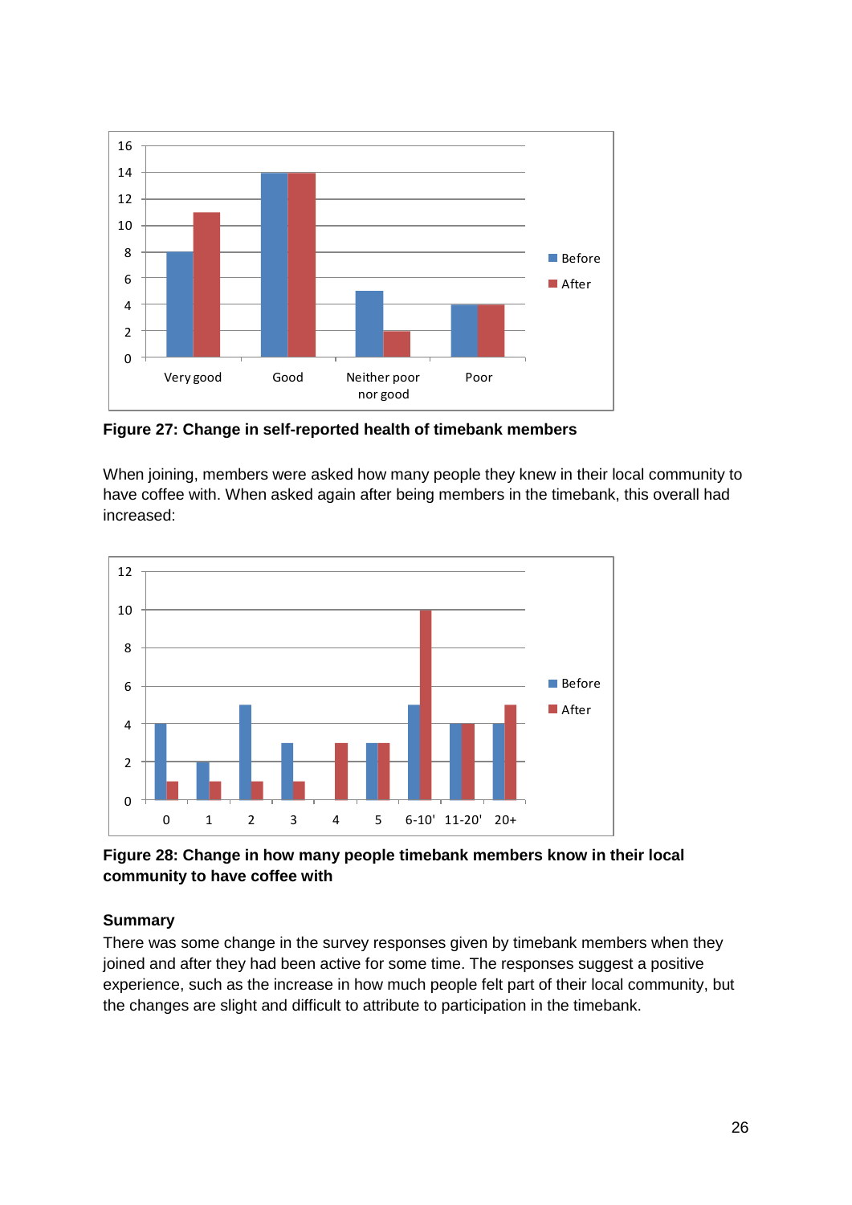**Figure 27: Change in self-reported health of timebank members**

When joining, members were asked how many people they knew in their local community to have coffee with. When asked again after being members in the timebank, this overall had increased:

**Figure 28: Change in how many people timebank members know in their local community to have coffee with**

### Summary

There was some change in the survey responses given by timebank members when they joined and after they had been active for some time. The responses suggest a positive experience, such as the increase in how much people felt part of their local community, but the changes are slight and difficult to attribute to participation in the timebank.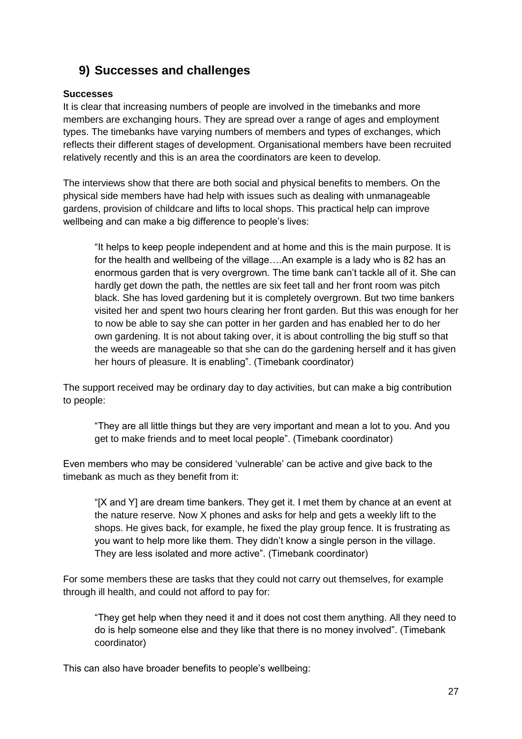## 9) Successes and challenges

**Successes**

It is clear that increasing numbers of people are involved in the timebanks and more members are exchanging hours. They are spread over a range of ages and employment types. The timebanks have varying numbers of members and types of exchanges, which reflects their different stages of development. Organisational members have been recruited relatively recently and this is an area the coordinators are keen to develop.

The interviews show that there are both social and physical benefits to members. On the physical side members have had help with issues such as dealing with unmanageable gardens, provision of childcare and lifts to local shops. This practical help can improve wellbeing and can make a big difference to people's lives:

> "It helps to keep people independent and at home and this is the main purpose. It is for the health and wellbeing of the village….An example is a lady who is 82 has an enormous garden that is very overgrown. The time bank can't tackle all of it. She can hardly get down the path, the nettles are six feet tall and her front room was pitch black. She has loved gardening but it is completely overgrown. But two time bankers visited her and spent two hours clearing her front garden. But this was enough for her to now be able to say she can potter in her garden and has enabled her to do her own gardening. It is not about taking over, it is about controlling the big stuff so that the weeds are manageable so that she can do the gardening herself and it has given her hours of pleasure. It is enabling". (Timebank coordinator)

The support received may be ordinary day to day activities, but can make a big contribution to people:

> "They are all little things but they are very important and mean a lot to you. And you get to make friends and to meet local people". (Timebank coordinator)

Even members who may be considered 'vulnerable' can be active and give back to the timebank as much as they benefit from it:

> "[X and Y] are dream time bankers. They get it. I met them by chance at an event at the nature reserve. Now X phones and asks for help and gets a weekly lift to the shops. He gives back, for example, he fixed the play group fence. It is frustrating as you want to help more like them. They didn't know a single person in the village. They are less isolated and more active". (Timebank coordinator)

For some members these are tasks that they could not carry out themselves, for example through ill health, and could not afford to pay for:

> "They get help when they need it and it does not cost them anything. All they need to do is help someone else and they like that there is no money involved". (Timebank coordinator)

This can also have broader benefits to people's wellbeing: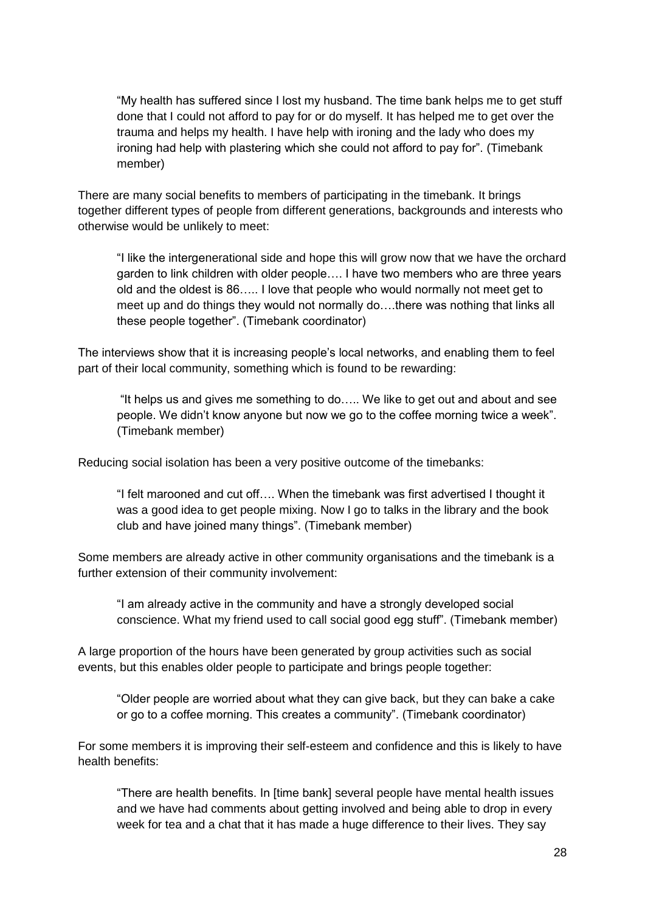> "My health has suffered since I lost my husband. The time bank helps me to get stuff done that I could not afford to pay for or do myself. It has helped me to get over the trauma and helps my health. I have help with ironing and the lady who does my ironing had help with plastering which she could not afford to pay for". (Timebank member)

There are many social benefits to members of participating in the timebank. It brings together different types of people from different generations, backgrounds and interests who otherwise would be unlikely to meet:

> "I like the intergenerational side and hope this will grow now that we have the orchard garden to link children with older people…. I have two members who are three years old and the oldest is 86….. I love that people who would normally not meet get to meet up and do things they would not normally do….there was nothing that links all these people together". (Timebank coordinator)

The interviews show that it is increasing people's local networks, and enabling them to feel part of their local community, something which is found to be rewarding:

> "It helps us and gives me something to do….. We like to get out and about and see people. We didn't know anyone but now we go to the coffee morning twice a week". (Timebank member)

Reducing social isolation has been a very positive outcome of the timebanks:

> "I felt marooned and cut off…. When the timebank was first advertised I thought it was a good idea to get people mixing. Now I go to talks in the library and the book club and have joined many things". (Timebank member)

Some members are already active in other community organisations and the timebank is a further extension of their community involvement:

> "I am already active in the community and have a strongly developed social conscience. What my friend used to call social good egg stuff". (Timebank member)

A large proportion of the hours have been generated by group activities such as social events, but this enables older people to participate and brings people together:

> "Older people are worried about what they can give back, but they can bake a cake or go to a coffee morning. This creates a community". (Timebank coordinator)

For some members it is improving their self-esteem and confidence and this is likely to have health benefits:

> "There are health benefits. In [time bank] several people have mental health issues and we have had comments about getting involved and being able to drop in every week for tea and a chat that it has made a huge difference to their lives. They say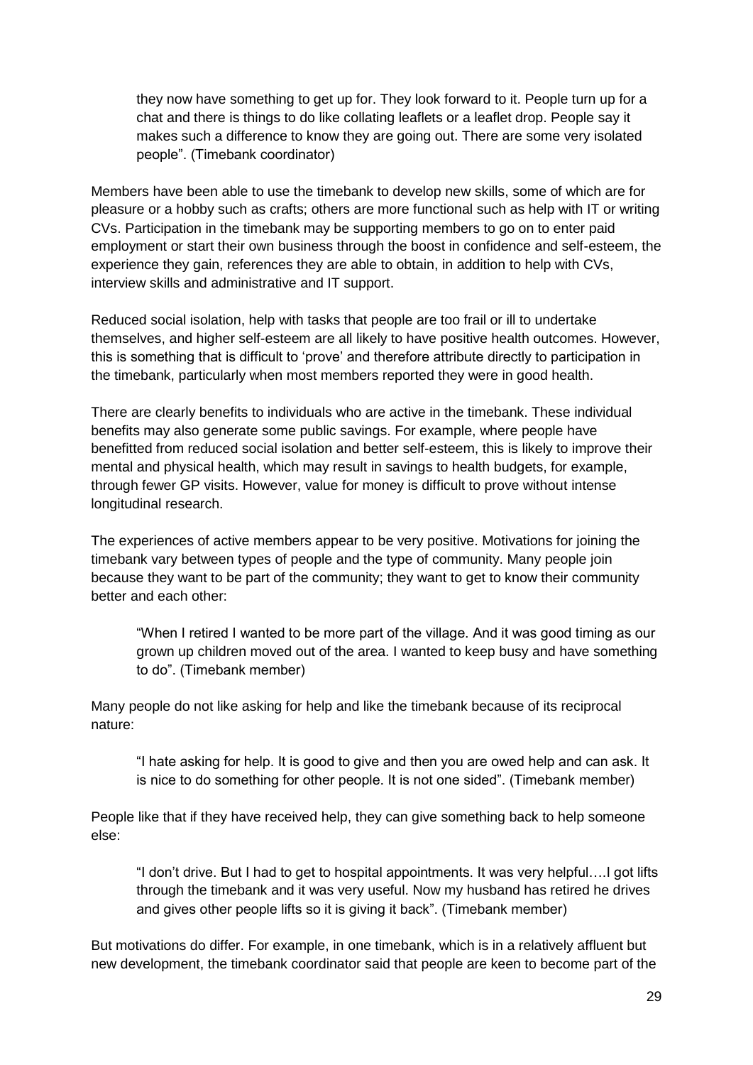> they now have something to get up for. They look forward to it. People turn up for a chat and there is things to do like collating leaflets or a leaflet drop. People say it makes such a difference to know they are going out. There are some very isolated people". (Timebank coordinator)

Members have been able to use the timebank to develop new skills, some of which are for pleasure or a hobby such as crafts; others are more functional such as help with IT or writing CVs. Participation in the timebank may be supporting members to go on to enter paid employment or start their own business through the boost in confidence and self-esteem, the experience they gain, references they are able to obtain, in addition to help with CVs, interview skills and administrative and IT support.

Reduced social isolation, help with tasks that people are too frail or ill to undertake themselves, and higher self-esteem are all likely to have positive health outcomes. However, this is something that is difficult to 'prove' and therefore attribute directly to participation in the timebank, particularly when most members reported they were in good health.

There are clearly benefits to individuals who are active in the timebank. These individual benefits may also generate some public savings. For example, where people have benefitted from reduced social isolation and better self-esteem, this is likely to improve their mental and physical health, which may result in savings to health budgets, for example, through fewer GP visits. However, value for money is difficult to prove without intense longitudinal research.

The experiences of active members appear to be very positive. Motivations for joining the timebank vary between types of people and the type of community. Many people join because they want to be part of the community; they want to get to know their community better and each other:

> "When I retired I wanted to be more part of the village. And it was good timing as our grown up children moved out of the area. I wanted to keep busy and have something to do". (Timebank member)

Many people do not like asking for help and like the timebank because of its reciprocal nature:

> "I hate asking for help. It is good to give and then you are owed help and can ask. It is nice to do something for other people. It is not one sided". (Timebank member)

People like that if they have received help, they can give something back to help someone else:

> "I don't drive. But I had to get to hospital appointments. It was very helpful….I got lifts through the timebank and it was very useful. Now my husband has retired he drives and gives other people lifts so it is giving it back". (Timebank member)

But motivations do differ. For example, in one timebank, which is in a relatively affluent but new development, the timebank coordinator said that people are keen to become part of the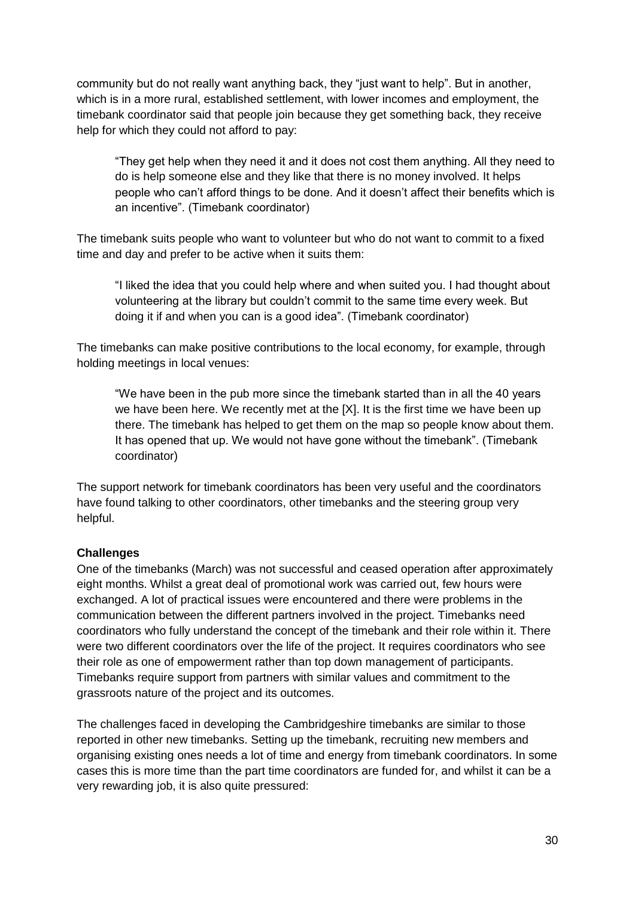community but do not really want anything back, they "just want to help". But in another, which is in a more rural, established settlement, with lower incomes and employment, the timebank coordinator said that people join because they get something back, they receive help for which they could not afford to pay:

> "They get help when they need it and it does not cost them anything. All they need to do is help someone else and they like that there is no money involved. It helps people who can't afford things to be done. And it doesn't affect their benefits which is an incentive". (Timebank coordinator)

The timebank suits people who want to volunteer but who do not want to commit to a fixed time and day and prefer to be active when it suits them:

> "I liked the idea that you could help where and when suited you. I had thought about volunteering at the library but couldn't commit to the same time every week. But doing it if and when you can is a good idea". (Timebank coordinator)

The timebanks can make positive contributions to the local economy, for example, through holding meetings in local venues:

> "We have been in the pub more since the timebank started than in all the 40 years we have been here. We recently met at the [X]. It is the first time we have been up there. The timebank has helped to get them on the map so people know about them. It has opened that up. We would not have gone without the timebank". (Timebank coordinator)

The support network for timebank coordinators has been very useful and the coordinators have found talking to other coordinators, other timebanks and the steering group very helpful.

**Challenges**

One of the timebanks (March) was not successful and ceased operation after approximately eight months. Whilst a great deal of promotional work was carried out, few hours were exchanged. A lot of practical issues were encountered and there were problems in the communication between the different partners involved in the project. Timebanks need coordinators who fully understand the concept of the timebank and their role within it. There were two different coordinators over the life of the project. It requires coordinators who see their role as one of empowerment rather than top down management of participants. Timebanks require support from partners with similar values and commitment to the grassroots nature of the project and its outcomes.

The challenges faced in developing the Cambridgeshire timebanks are similar to those reported in other new timebanks. Setting up the timebank, recruiting new members and organising existing ones needs a lot of time and energy from timebank coordinators. In some cases this is more time than the part time coordinators are funded for, and whilst it can be a very rewarding job, it is also quite pressured: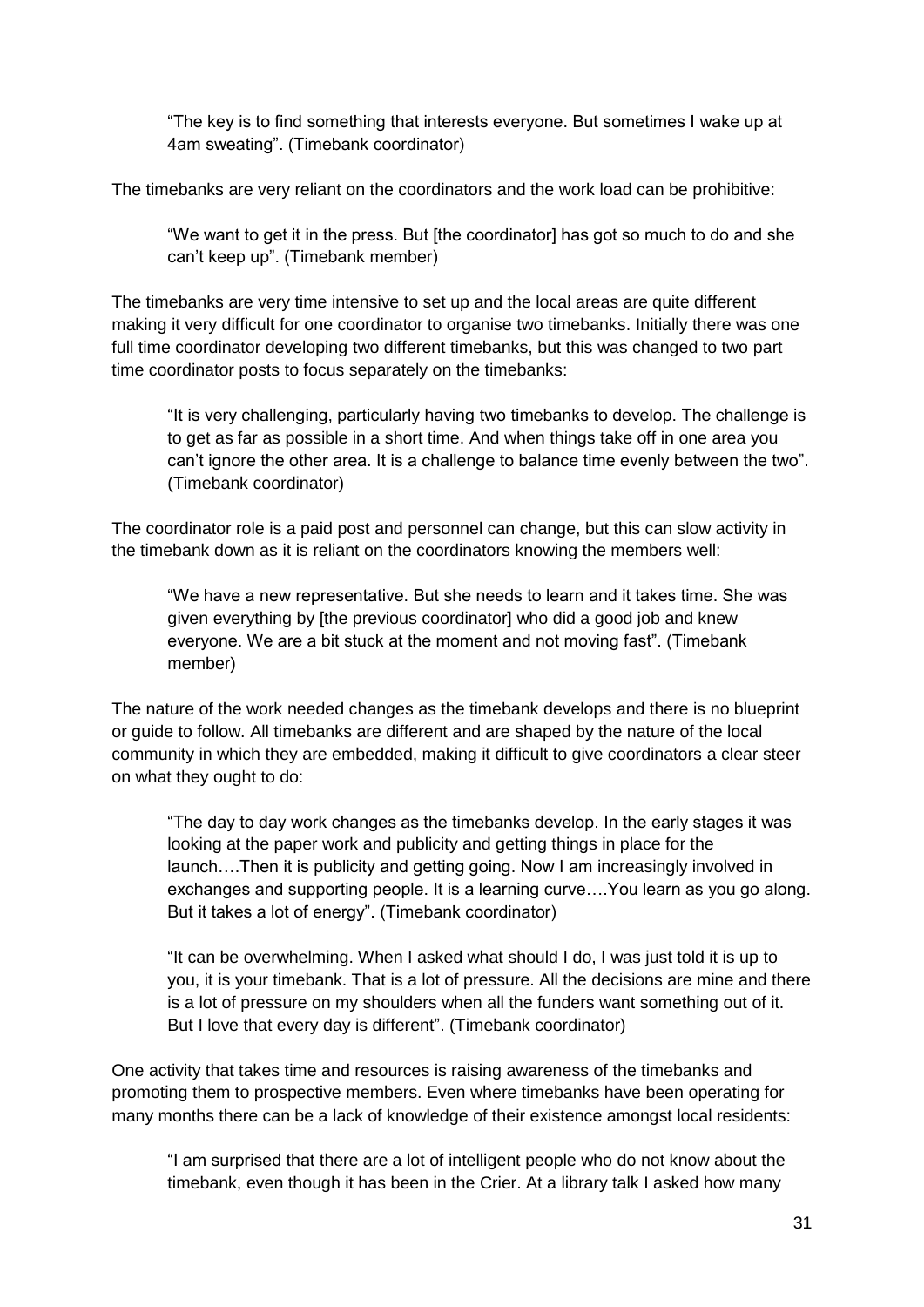> “The key is to find something that interests everyone. But sometimes I wake up at 4am sweating”. (Timebank coordinator)

The timebanks are very reliant on the coordinators and the work load can be prohibitive:

> “We want to get it in the press. But [the coordinator] has got so much to do and she can’t keep up”. (Timebank member)

The timebanks are very time intensive to set up and the local areas are quite different making it very difficult for one coordinator to organise two timebanks. Initially there was one full time coordinator developing two different timebanks, but this was changed to two part time coordinator posts to focus separately on the timebanks:

> “It is very challenging, particularly having two timebanks to develop. The challenge is to get as far as possible in a short time. And when things take off in one area you can’t ignore the other area. It is a challenge to balance time evenly between the two”. (Timebank coordinator)

The coordinator role is a paid post and personnel can change, but this can slow activity in the timebank down as it is reliant on the coordinators knowing the members well:

> “We have a new representative. But she needs to learn and it takes time. She was given everything by [the previous coordinator] who did a good job and knew everyone. We are a bit stuck at the moment and not moving fast”. (Timebank member)

The nature of the work needed changes as the timebank develops and there is no blueprint or guide to follow. All timebanks are different and are shaped by the nature of the local community in which they are embedded, making it difficult to give coordinators a clear steer on what they ought to do:

> “The day to day work changes as the timebanks develop. In the early stages it was looking at the paper work and publicity and getting things in place for the launch….Then it is publicity and getting going. Now I am increasingly involved in exchanges and supporting people. It is a learning curve….You learn as you go along. But it takes a lot of energy”. (Timebank coordinator)

> “It can be overwhelming. When I asked what should I do, I was just told it is up to you, it is your timebank. That is a lot of pressure. All the decisions are mine and there is a lot of pressure on my shoulders when all the funders want something out of it. But I love that every day is different”. (Timebank coordinator)

One activity that takes time and resources is raising awareness of the timebanks and promoting them to prospective members. Even where timebanks have been operating for many months there can be a lack of knowledge of their existence amongst local residents:

> “I am surprised that there are a lot of intelligent people who do not know about the timebank, even though it has been in the Crier. At a library talk I asked how many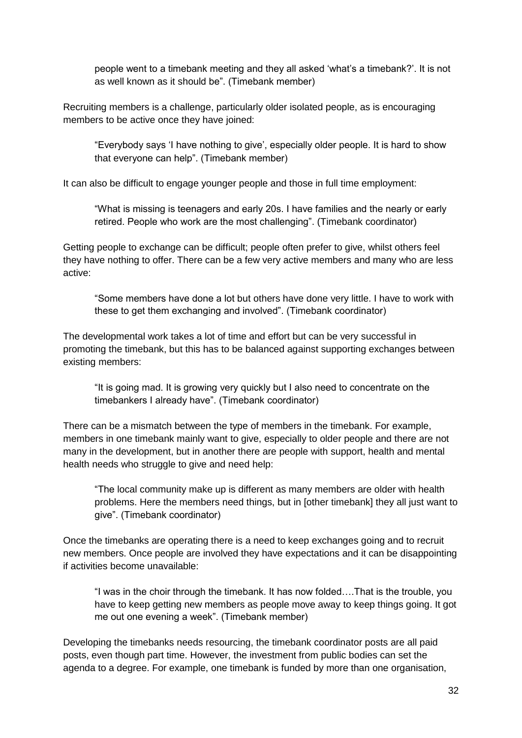> people went to a timebank meeting and they all asked 'what's a timebank?'. It is not as well known as it should be". (Timebank member)

Recruiting members is a challenge, particularly older isolated people, as is encouraging members to be active once they have joined:

> "Everybody says 'I have nothing to give', especially older people. It is hard to show that everyone can help". (Timebank member)

It can also be difficult to engage younger people and those in full time employment:

> "What is missing is teenagers and early 20s. I have families and the nearly or early retired. People who work are the most challenging". (Timebank coordinator)

Getting people to exchange can be difficult; people often prefer to give, whilst others feel they have nothing to offer. There can be a few very active members and many who are less active:

> "Some members have done a lot but others have done very little. I have to work with these to get them exchanging and involved". (Timebank coordinator)

The developmental work takes a lot of time and effort but can be very successful in promoting the timebank, but this has to be balanced against supporting exchanges between existing members:

> "It is going mad. It is growing very quickly but I also need to concentrate on the timebankers I already have". (Timebank coordinator)

There can be a mismatch between the type of members in the timebank. For example, members in one timebank mainly want to give, especially to older people and there are not many in the development, but in another there are people with support, health and mental health needs who struggle to give and need help:

> "The local community make up is different as many members are older with health problems. Here the members need things, but in [other timebank] they all just want to give". (Timebank coordinator)

Once the timebanks are operating there is a need to keep exchanges going and to recruit new members. Once people are involved they have expectations and it can be disappointing if activities become unavailable:

> "I was in the choir through the timebank. It has now folded….That is the trouble, you have to keep getting new members as people move away to keep things going. It got me out one evening a week". (Timebank member)

Developing the timebanks needs resourcing, the timebank coordinator posts are all paid posts, even though part time. However, the investment from public bodies can set the agenda to a degree. For example, one timebank is funded by more than one organisation,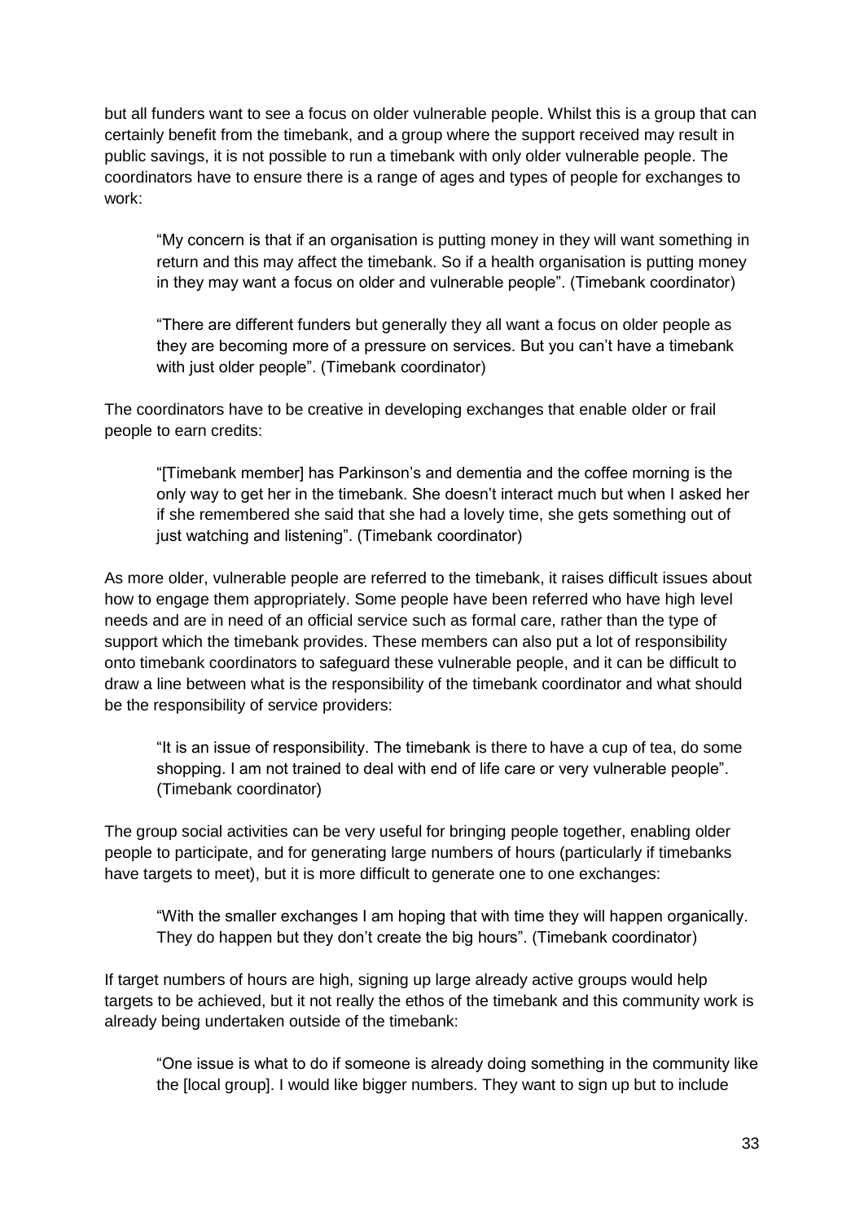but all funders want to see a focus on older vulnerable people. Whilst this is a group that can certainly benefit from the timebank, and a group where the support received may result in public savings, it is not possible to run a timebank with only older vulnerable people. The coordinators have to ensure there is a range of ages and types of people for exchanges to work:

> "My concern is that if an organisation is putting money in they will want something in return and this may affect the timebank. So if a health organisation is putting money in they may want a focus on older and vulnerable people". (Timebank coordinator)

> "There are different funders but generally they all want a focus on older people as they are becoming more of a pressure on services. But you can't have a timebank with just older people". (Timebank coordinator)

The coordinators have to be creative in developing exchanges that enable older or frail people to earn credits:

> "[Timebank member] has Parkinson's and dementia and the coffee morning is the only way to get her in the timebank. She doesn't interact much but when I asked her if she remembered she said that she had a lovely time, she gets something out of just watching and listening". (Timebank coordinator)

As more older, vulnerable people are referred to the timebank, it raises difficult issues about how to engage them appropriately. Some people have been referred who have high level needs and are in need of an official service such as formal care, rather than the type of support which the timebank provides. These members can also put a lot of responsibility onto timebank coordinators to safeguard these vulnerable people, and it can be difficult to draw a line between what is the responsibility of the timebank coordinator and what should be the responsibility of service providers:

> "It is an issue of responsibility. The timebank is there to have a cup of tea, do some shopping. I am not trained to deal with end of life care or very vulnerable people". (Timebank coordinator)

The group social activities can be very useful for bringing people together, enabling older people to participate, and for generating large numbers of hours (particularly if timebanks have targets to meet), but it is more difficult to generate one to one exchanges:

> "With the smaller exchanges I am hoping that with time they will happen organically. They do happen but they don't create the big hours". (Timebank coordinator)

If target numbers of hours are high, signing up large already active groups would help targets to be achieved, but it not really the ethos of the timebank and this community work is already being undertaken outside of the timebank:

> "One issue is what to do if someone is already doing something in the community like the [local group]. I would like bigger numbers. They want to sign up but to include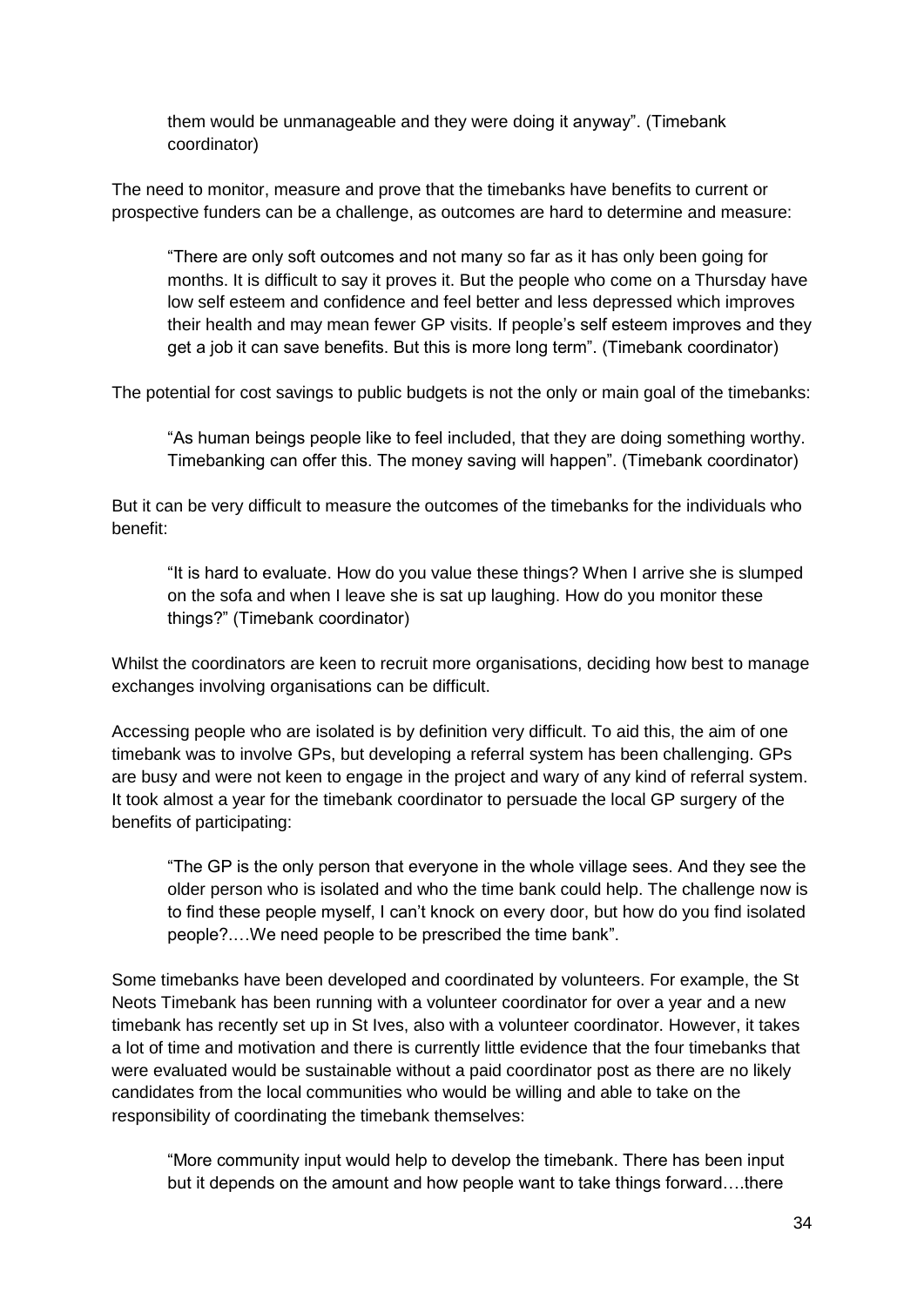> them would be unmanageable and they were doing it anyway". (Timebank coordinator)

The need to monitor, measure and prove that the timebanks have benefits to current or prospective funders can be a challenge, as outcomes are hard to determine and measure:

> "There are only soft outcomes and not many so far as it has only been going for months. It is difficult to say it proves it. But the people who come on a Thursday have low self esteem and confidence and feel better and less depressed which improves their health and may mean fewer GP visits. If people's self esteem improves and they get a job it can save benefits. But this is more long term". (Timebank coordinator)

The potential for cost savings to public budgets is not the only or main goal of the timebanks:

> "As human beings people like to feel included, that they are doing something worthy. Timebanking can offer this. The money saving will happen". (Timebank coordinator)

But it can be very difficult to measure the outcomes of the timebanks for the individuals who benefit:

> "It is hard to evaluate. How do you value these things? When I arrive she is slumped on the sofa and when I leave she is sat up laughing. How do you monitor these things?" (Timebank coordinator)

Whilst the coordinators are keen to recruit more organisations, deciding how best to manage exchanges involving organisations can be difficult.

Accessing people who are isolated is by definition very difficult. To aid this, the aim of one timebank was to involve GPs, but developing a referral system has been challenging. GPs are busy and were not keen to engage in the project and wary of any kind of referral system. It took almost a year for the timebank coordinator to persuade the local GP surgery of the benefits of participating:

> "The GP is the only person that everyone in the whole village sees. And they see the older person who is isolated and who the time bank could help. The challenge now is to find these people myself, I can't knock on every door, but how do you find isolated people?….We need people to be prescribed the time bank".

Some timebanks have been developed and coordinated by volunteers. For example, the St Neots Timebank has been running with a volunteer coordinator for over a year and a new timebank has recently set up in St Ives, also with a volunteer coordinator. However, it takes a lot of time and motivation and there is currently little evidence that the four timebanks that were evaluated would be sustainable without a paid coordinator post as there are no likely candidates from the local communities who would be willing and able to take on the responsibility of coordinating the timebank themselves:

> "More community input would help to develop the timebank. There has been input but it depends on the amount and how people want to take things forward….there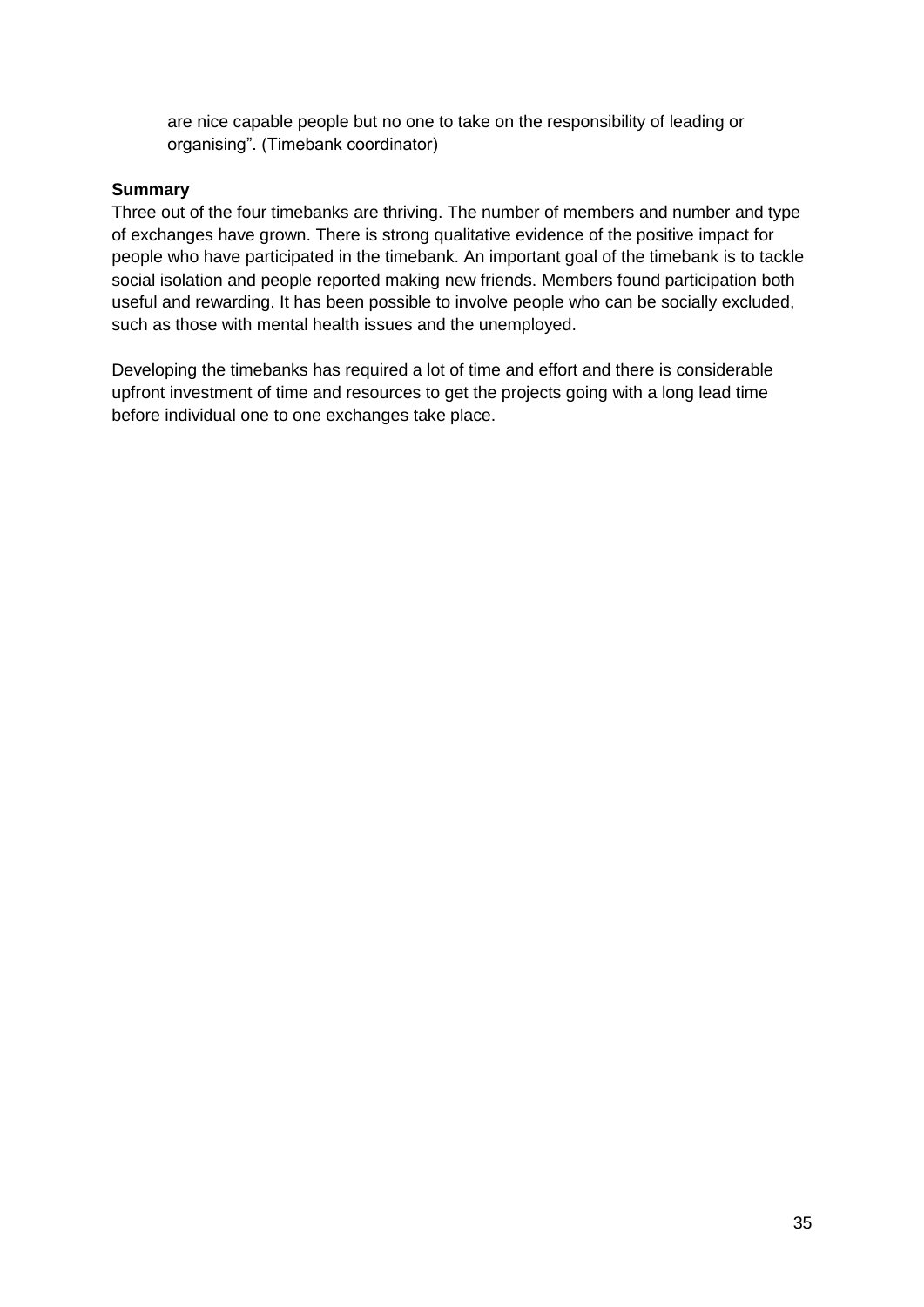are nice capable people but no one to take on the responsibility of leading or organising". (Timebank coordinator)

**Summary**

Three out of the four timebanks are thriving. The number of members and number and type of exchanges have grown. There is strong qualitative evidence of the positive impact for people who have participated in the timebank. An important goal of the timebank is to tackle social isolation and people reported making new friends. Members found participation both useful and rewarding. It has been possible to involve people who can be socially excluded, such as those with mental health issues and the unemployed.

Developing the timebanks has required a lot of time and effort and there is considerable upfront investment of time and resources to get the projects going with a long lead time before individual one to one exchanges take place.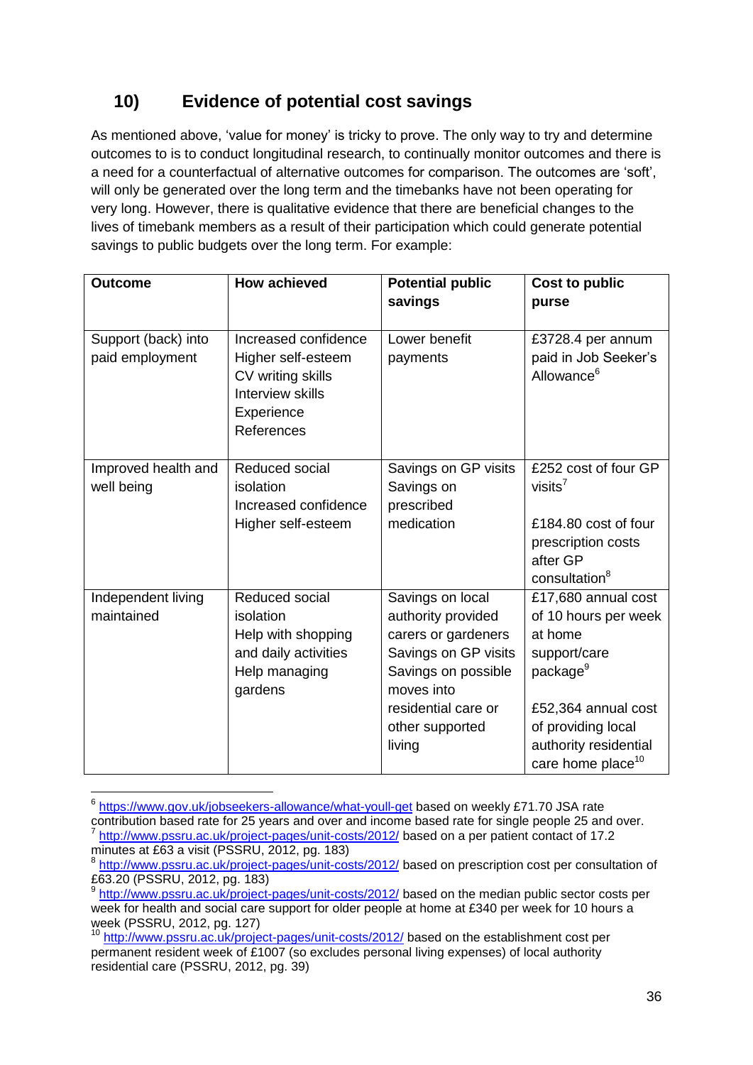## 10) Evidence of potential cost savings

As mentioned above, 'value for money' is tricky to prove. The only way to try and determine outcomes to is to conduct longitudinal research, to continually monitor outcomes and there is a need for a counterfactual of alternative outcomes for comparison. The outcomes are 'soft', will only be generated over the long term and the timebanks have not been operating for very long. However, there is qualitative evidence that there are beneficial changes to the lives of timebank members as a result of their participation which could generate potential savings to public budgets over the long term. For example:

| Outcome | How achieved | Potential public savings | Cost to public purse |
|---|---|---|---|
| Support (back) into paid employment | Increased confidence<br>Higher self-esteem<br>CV writing skills<br>Interview skills<br>Experience<br>References | Lower benefit payments | £3728.4 per annum paid in Job Seeker's Allowance[6] |
| Improved health and well being | Reduced social isolation<br>Increased confidence<br>Higher self-esteem | Savings on GP visits<br>Savings on prescribed medication | £252 cost of four GP visits[7]<br><br>£184.80 cost of four prescription costs after GP consultation[8] |
| Independent living maintained | Reduced social isolation<br>Help with shopping and daily activities<br>Help managing gardens | Savings on local authority provided carers or gardeners<br>Savings on GP visits<br>Savings on possible moves into residential care or other supported living | £17,680 annual cost of 10 hours per week at home support/care package[9]<br><br>£52,364 annual cost of providing local authority residential care home place[10] |

[6] https://www.gov.uk/jobseekers-allowance/what-youll-get based on weekly £71.70 JSA rate contribution based rate for 25 years and over and income based rate for single people 25 and over.

[7] http://www.pssru.ac.uk/project-pages/unit-costs/2012/ based on a per patient contact of 17.2 minutes at £63 a visit (PSSRU, 2012, pg. 183)

[8] http://www.pssru.ac.uk/project-pages/unit-costs/2012/ based on prescription cost per consultation of £63.20 (PSSRU, 2012, pg. 183)

[9] http://www.pssru.ac.uk/project-pages/unit-costs/2012/ based on the median public sector costs per week for health and social care support for older people at home at £340 per week for 10 hours a week (PSSRU, 2012, pg. 127)

[10] http://www.pssru.ac.uk/project-pages/unit-costs/2012/ based on the establishment cost per permanent resident week of £1007 (so excludes personal living expenses) of local authority residential care (PSSRU, 2012, pg. 39)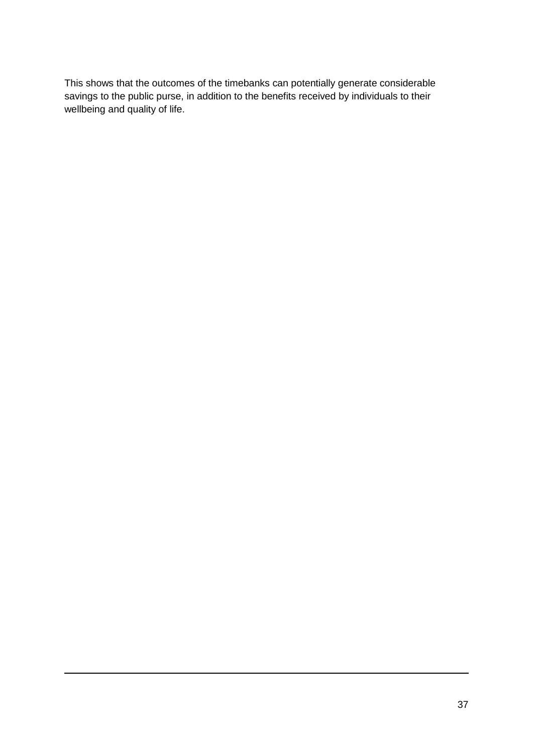This shows that the outcomes of the timebanks can potentially generate considerable savings to the public purse, in addition to the benefits received by individuals to their wellbeing and quality of life.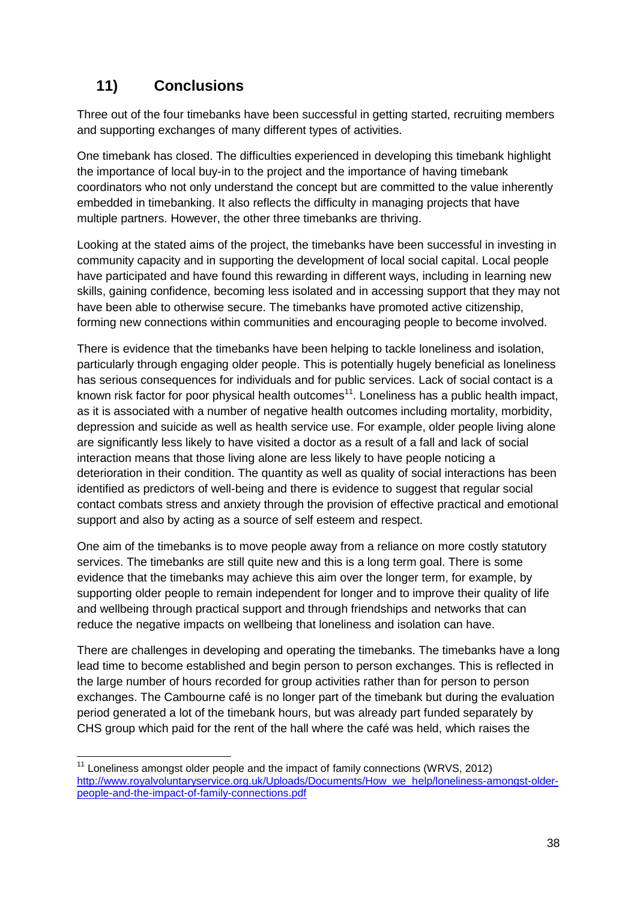## 11) Conclusions

Three out of the four timebanks have been successful in getting started, recruiting members and supporting exchanges of many different types of activities.

One timebank has closed. The difficulties experienced in developing this timebank highlight the importance of local buy-in to the project and the importance of having timebank coordinators who not only understand the concept but are committed to the value inherently embedded in timebanking. It also reflects the difficulty in managing projects that have multiple partners. However, the other three timebanks are thriving.

Looking at the stated aims of the project, the timebanks have been successful in investing in community capacity and in supporting the development of local social capital. Local people have participated and have found this rewarding in different ways, including in learning new skills, gaining confidence, becoming less isolated and in accessing support that they may not have been able to otherwise secure. The timebanks have promoted active citizenship, forming new connections within communities and encouraging people to become involved.

There is evidence that the timebanks have been helping to tackle loneliness and isolation, particularly through engaging older people. This is potentially hugely beneficial as loneliness has serious consequences for individuals and for public services. Lack of social contact is a known risk factor for poor physical health outcomes[11]. Loneliness has a public health impact, as it is associated with a number of negative health outcomes including mortality, morbidity, depression and suicide as well as health service use. For example, older people living alone are significantly less likely to have visited a doctor as a result of a fall and lack of social interaction means that those living alone are less likely to have people noticing a deterioration in their condition. The quantity as well as quality of social interactions has been identified as predictors of well-being and there is evidence to suggest that regular social contact combats stress and anxiety through the provision of effective practical and emotional support and also by acting as a source of self esteem and respect.

One aim of the timebanks is to move people away from a reliance on more costly statutory services. The timebanks are still quite new and this is a long term goal. There is some evidence that the timebanks may achieve this aim over the longer term, for example, by supporting older people to remain independent for longer and to improve their quality of life and wellbeing through practical support and through friendships and networks that can reduce the negative impacts on wellbeing that loneliness and isolation can have.

There are challenges in developing and operating the timebanks. The timebanks have a long lead time to become established and begin person to person exchanges. This is reflected in the large number of hours recorded for group activities rather than for person to person exchanges. The Cambourne café is no longer part of the timebank but during the evaluation period generated a lot of the timebank hours, but was already part funded separately by CHS group which paid for the rent of the hall where the café was held, which raises the

---

[11] Loneliness amongst older people and the impact of family connections (WRVS, 2012) http://www.royalvoluntaryservice.org.uk/Uploads/Documents/How_we_help/loneliness-amongst-older-people-and-the-impact-of-family-connections.pdf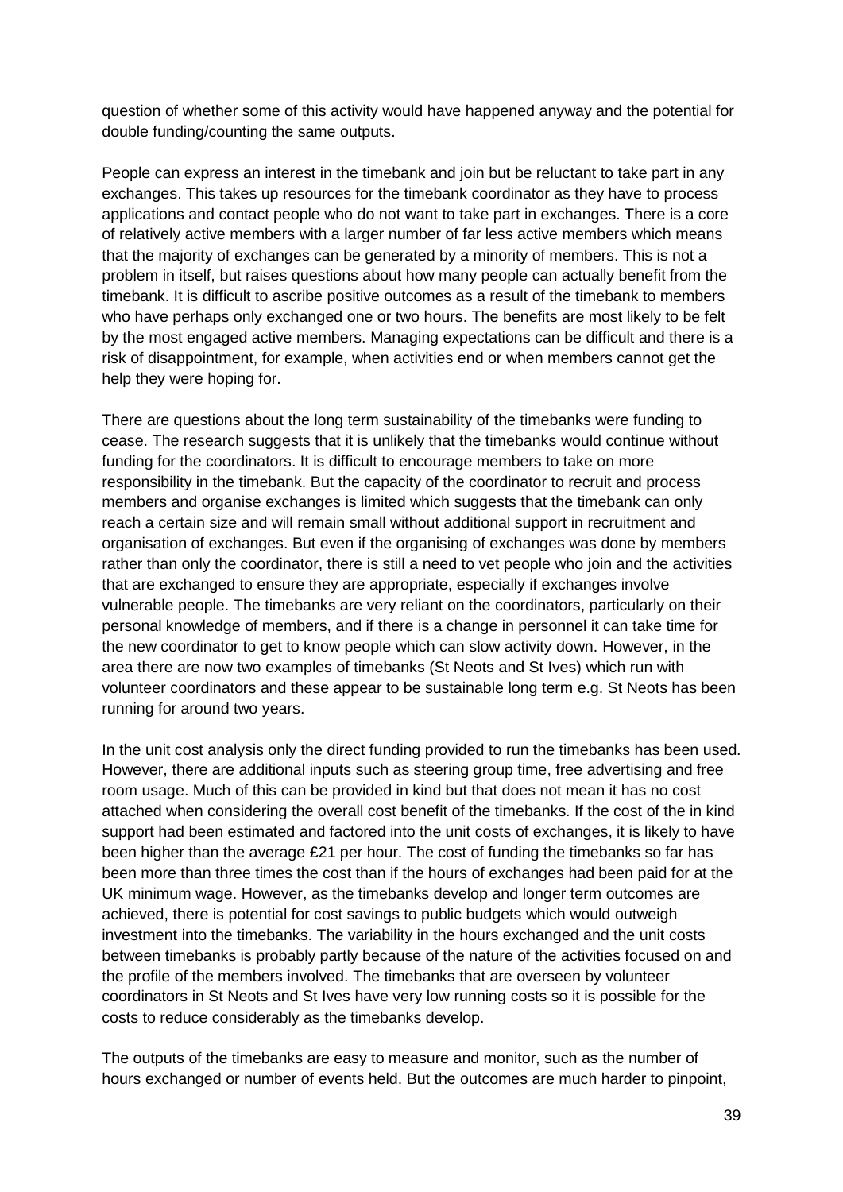question of whether some of this activity would have happened anyway and the potential for double funding/counting the same outputs.

People can express an interest in the timebank and join but be reluctant to take part in any exchanges. This takes up resources for the timebank coordinator as they have to process applications and contact people who do not want to take part in exchanges. There is a core of relatively active members with a larger number of far less active members which means that the majority of exchanges can be generated by a minority of members. This is not a problem in itself, but raises questions about how many people can actually benefit from the timebank. It is difficult to ascribe positive outcomes as a result of the timebank to members who have perhaps only exchanged one or two hours. The benefits are most likely to be felt by the most engaged active members. Managing expectations can be difficult and there is a risk of disappointment, for example, when activities end or when members cannot get the help they were hoping for.

There are questions about the long term sustainability of the timebanks were funding to cease. The research suggests that it is unlikely that the timebanks would continue without funding for the coordinators. It is difficult to encourage members to take on more responsibility in the timebank. But the capacity of the coordinator to recruit and process members and organise exchanges is limited which suggests that the timebank can only reach a certain size and will remain small without additional support in recruitment and organisation of exchanges. But even if the organising of exchanges was done by members rather than only the coordinator, there is still a need to vet people who join and the activities that are exchanged to ensure they are appropriate, especially if exchanges involve vulnerable people. The timebanks are very reliant on the coordinators, particularly on their personal knowledge of members, and if there is a change in personnel it can take time for the new coordinator to get to know people which can slow activity down. However, in the area there are now two examples of timebanks (St Neots and St Ives) which run with volunteer coordinators and these appear to be sustainable long term e.g. St Neots has been running for around two years.

In the unit cost analysis only the direct funding provided to run the timebanks has been used. However, there are additional inputs such as steering group time, free advertising and free room usage. Much of this can be provided in kind but that does not mean it has no cost attached when considering the overall cost benefit of the timebanks. If the cost of the in kind support had been estimated and factored into the unit costs of exchanges, it is likely to have been higher than the average £21 per hour. The cost of funding the timebanks so far has been more than three times the cost than if the hours of exchanges had been paid for at the UK minimum wage. However, as the timebanks develop and longer term outcomes are achieved, there is potential for cost savings to public budgets which would outweigh investment into the timebanks. The variability in the hours exchanged and the unit costs between timebanks is probably partly because of the nature of the activities focused on and the profile of the members involved. The timebanks that are overseen by volunteer coordinators in St Neots and St Ives have very low running costs so it is possible for the costs to reduce considerably as the timebanks develop.

The outputs of the timebanks are easy to measure and monitor, such as the number of hours exchanged or number of events held. But the outcomes are much harder to pinpoint,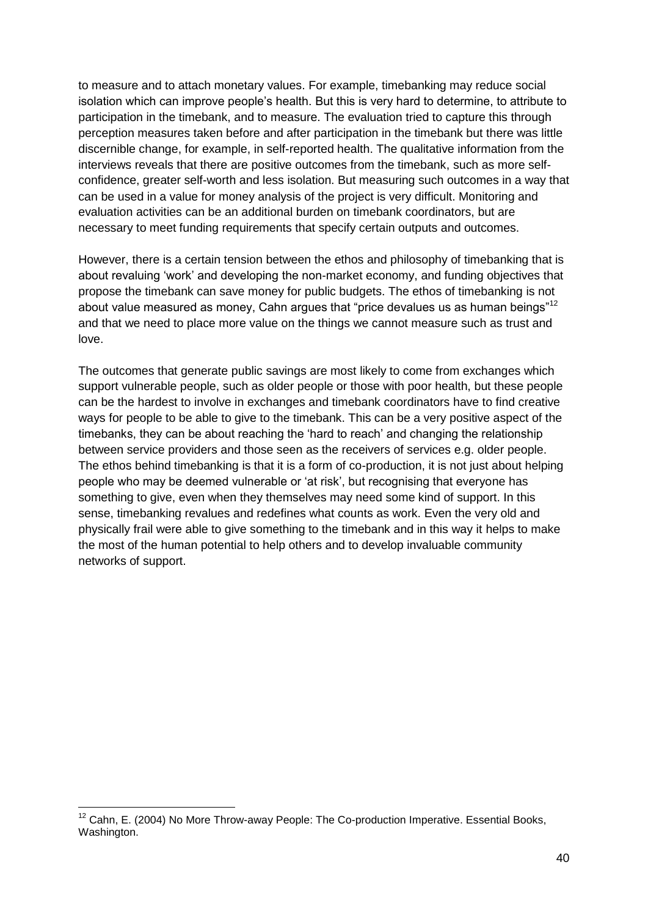to measure and to attach monetary values. For example, timebanking may reduce social isolation which can improve people's health. But this is very hard to determine, to attribute to participation in the timebank, and to measure. The evaluation tried to capture this through perception measures taken before and after participation in the timebank but there was little discernible change, for example, in self-reported health. The qualitative information from the interviews reveals that there are positive outcomes from the timebank, such as more self-confidence, greater self-worth and less isolation. But measuring such outcomes in a way that can be used in a value for money analysis of the project is very difficult. Monitoring and evaluation activities can be an additional burden on timebank coordinators, but are necessary to meet funding requirements that specify certain outputs and outcomes.

However, there is a certain tension between the ethos and philosophy of timebanking that is about revaluing 'work' and developing the non-market economy, and funding objectives that propose the timebank can save money for public budgets. The ethos of timebanking is not about value measured as money, Cahn argues that "price devalues us as human beings"[12] and that we need to place more value on the things we cannot measure such as trust and love.

The outcomes that generate public savings are most likely to come from exchanges which support vulnerable people, such as older people or those with poor health, but these people can be the hardest to involve in exchanges and timebank coordinators have to find creative ways for people to be able to give to the timebank. This can be a very positive aspect of the timebanks, they can be about reaching the 'hard to reach' and changing the relationship between service providers and those seen as the receivers of services e.g. older people. The ethos behind timebanking is that it is a form of co-production, it is not just about helping people who may be deemed vulnerable or 'at risk', but recognising that everyone has something to give, even when they themselves may need some kind of support. In this sense, timebanking revalues and redefines what counts as work. Even the very old and physically frail were able to give something to the timebank and in this way it helps to make the most of the human potential to help others and to develop invaluable community networks of support.

---

[12] Cahn, E. (2004) No More Throw-away People: The Co-production Imperative. Essential Books, Washington.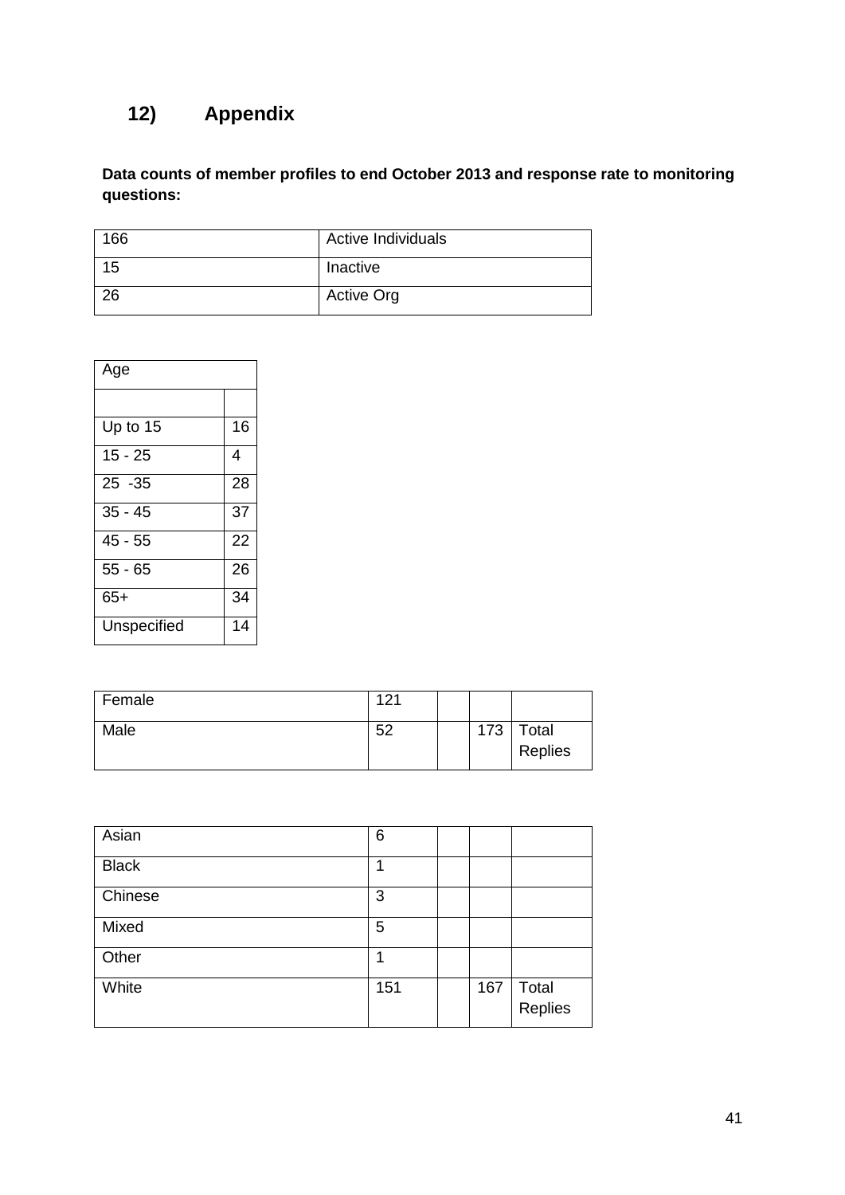## 12) Appendix

**Data counts of member profiles to end October 2013 and response rate to monitoring questions:**

| 166 | Active Individuals |
|---|---|
| 15 | Inactive |
| 26 | Active Org |

| Age | |
|---|---|
| | |
| Up to 15 | 16 |
| 15 - 25 | 4 |
| 25 -35 | 28 |
| 35 - 45 | 37 |
| 45 - 55 | 22 |
| 55 - 65 | 26 |
| 65+ | 34 |
| Unspecified | 14 |

| Female | 121 | | | |
|---|---|---|---|---|
| Male | 52 | | 173 | Total Replies |

| Asian | 6 | | | |
|---|---|---|---|---|
| Black | 1 | | | |
| Chinese | 3 | | | |
| Mixed | 5 | | | |
| Other | 1 | | | |
| White | 151 | | 167 | Total Replies |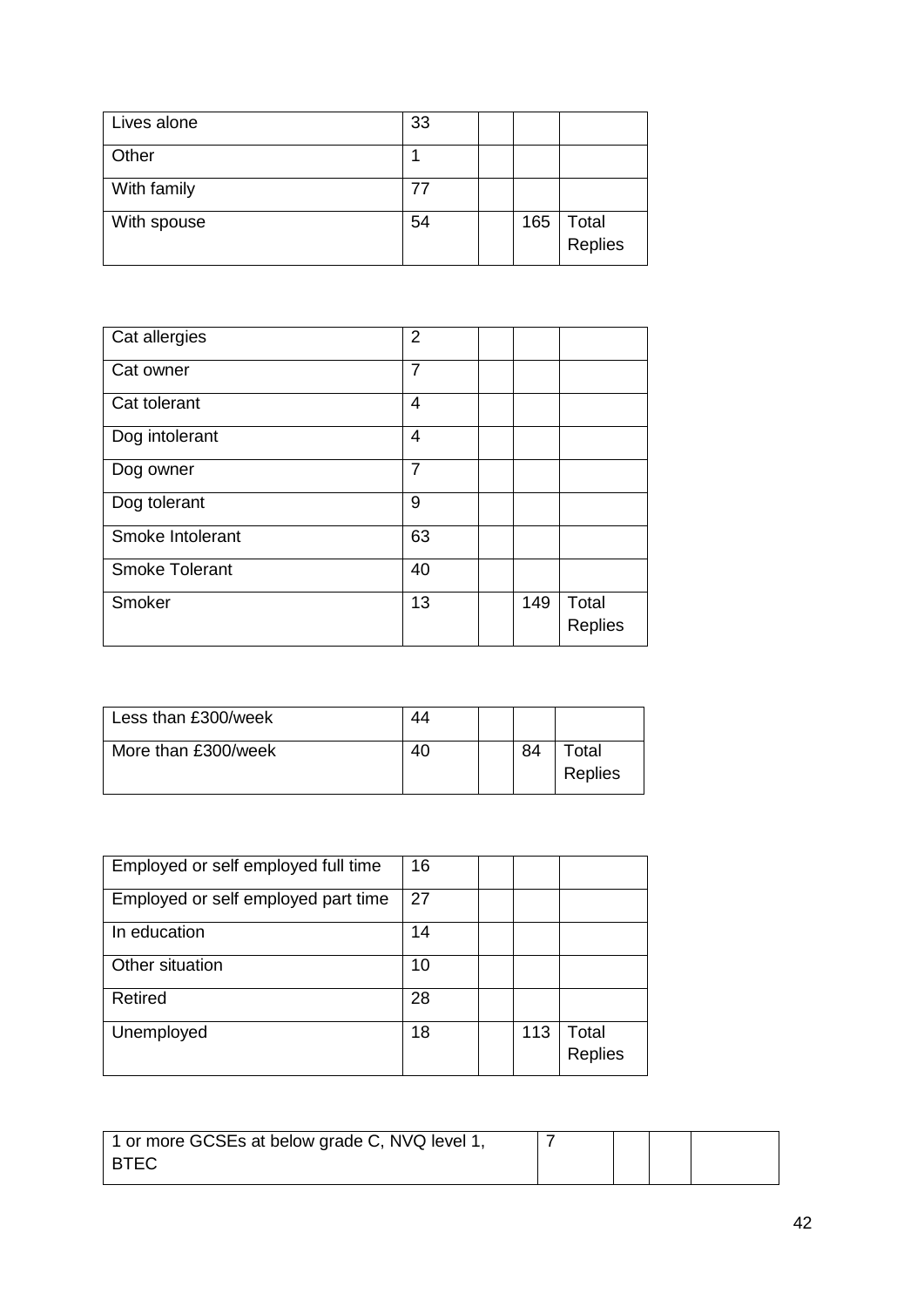| Lives alone | 33 | | | |
|---|---|---|---|---|
| Other | 1 | | | |
| With family | 77 | | | |
| With spouse | 54 | | 165 | Total Replies |

| Cat allergies | 2 | | | |
|---|---|---|---|---|
| Cat owner | 7 | | | |
| Cat tolerant | 4 | | | |
| Dog intolerant | 4 | | | |
| Dog owner | 7 | | | |
| Dog tolerant | 9 | | | |
| Smoke Intolerant | 63 | | | |
| Smoke Tolerant | 40 | | | |
| Smoker | 13 | | 149 | Total Replies |

| Less than £300/week | 44 | | | |
|---|---|---|---|---|
| More than £300/week | 40 | | 84 | Total Replies |

| Employed or self employed full time | 16 | | | |
|---|---|---|---|---|
| Employed or self employed part time | 27 | | | |
| In education | 14 | | | |
| Other situation | 10 | | | |
| Retired | 28 | | | |
| Unemployed | 18 | | 113 | Total Replies |

| 1 or more GCSEs at below grade C, NVQ level 1, BTEC | 7 | | | |
|---|---|---|---|---|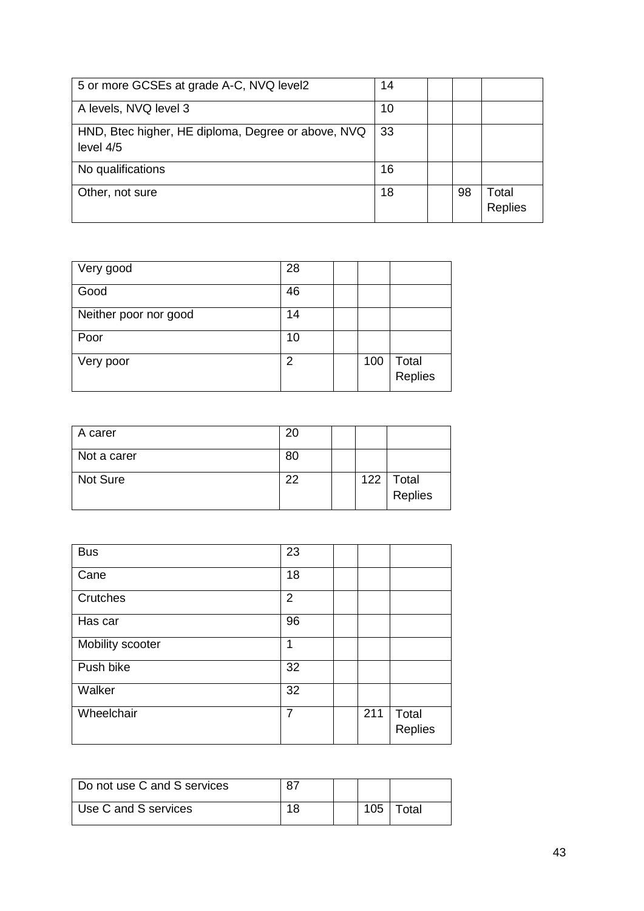| | | | | |
|---|---|---|---|---|
| 5 or more GCSEs at grade A-C, NVQ level2 | 14 | | | |
| A levels, NVQ level 3 | 10 | | | |
| HND, Btec higher, HE diploma, Degree or above, NVQ level 4/5 | 33 | | | |
| No qualifications | 16 | | | |
| Other, not sure | 18 | | 98 | Total Replies |

| | | | | |
|---|---|---|---|---|
| Very good | 28 | | | |
| Good | 46 | | | |
| Neither poor nor good | 14 | | | |
| Poor | 10 | | | |
| Very poor | 2 | | 100 | Total Replies |

| | | | | |
|---|---|---|---|---|
| A carer | 20 | | | |
| Not a carer | 80 | | | |
| Not Sure | 22 | | 122 | Total Replies |

| | | | | |
|---|---|---|---|---|
| Bus | 23 | | | |
| Cane | 18 | | | |
| Crutches | 2 | | | |
| Has car | 96 | | | |
| Mobility scooter | 1 | | | |
| Push bike | 32 | | | |
| Walker | 32 | | | |
| Wheelchair | 7 | | 211 | Total Replies |

| | | | | |
|---|---|---|---|---|
| Do not use C and S services | 87 | | | |
| Use C and S services | 18 | | 105 | Total |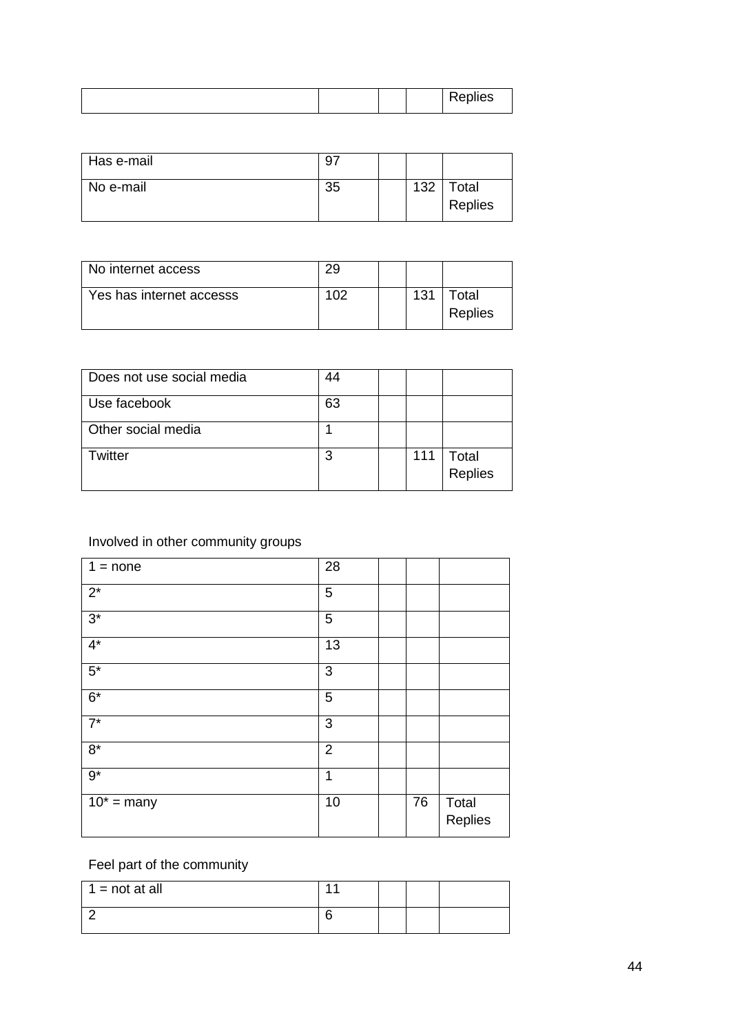| | | | | Replies |
|---|---|---|---|---|

| | | | | |
|---|---|---|---|---|
| Has e-mail | 97 | | | |
| No e-mail | 35 | | 132 | Total Replies |

| | | | | |
|---|---|---|---|---|
| No internet access | 29 | | | |
| Yes has internet accesss | 102 | | 131 | Total Replies |

| | | | | |
|---|---|---|---|---|
| Does not use social media | 44 | | | |
| Use facebook | 63 | | | |
| Other social media | 1 | | | |
| Twitter | 3 | | 111 | Total Replies |

Involved in other community groups

| | | | | |
|---|---|---|---|---|
| 1 = none | 28 | | | |
| 2* | 5 | | | |
| 3* | 5 | | | |
| 4* | 13 | | | |
| 5* | 3 | | | |
| 6* | 5 | | | |
| 7* | 3 | | | |
| 8* | 2 | | | |
| 9* | 1 | | | |
| 10* = many | 10 | | 76 | Total Replies |

Feel part of the community

| | | | | |
|---|---|---|---|---|
| 1 = not at all | 11 | | | |
| 2 | 6 | | | |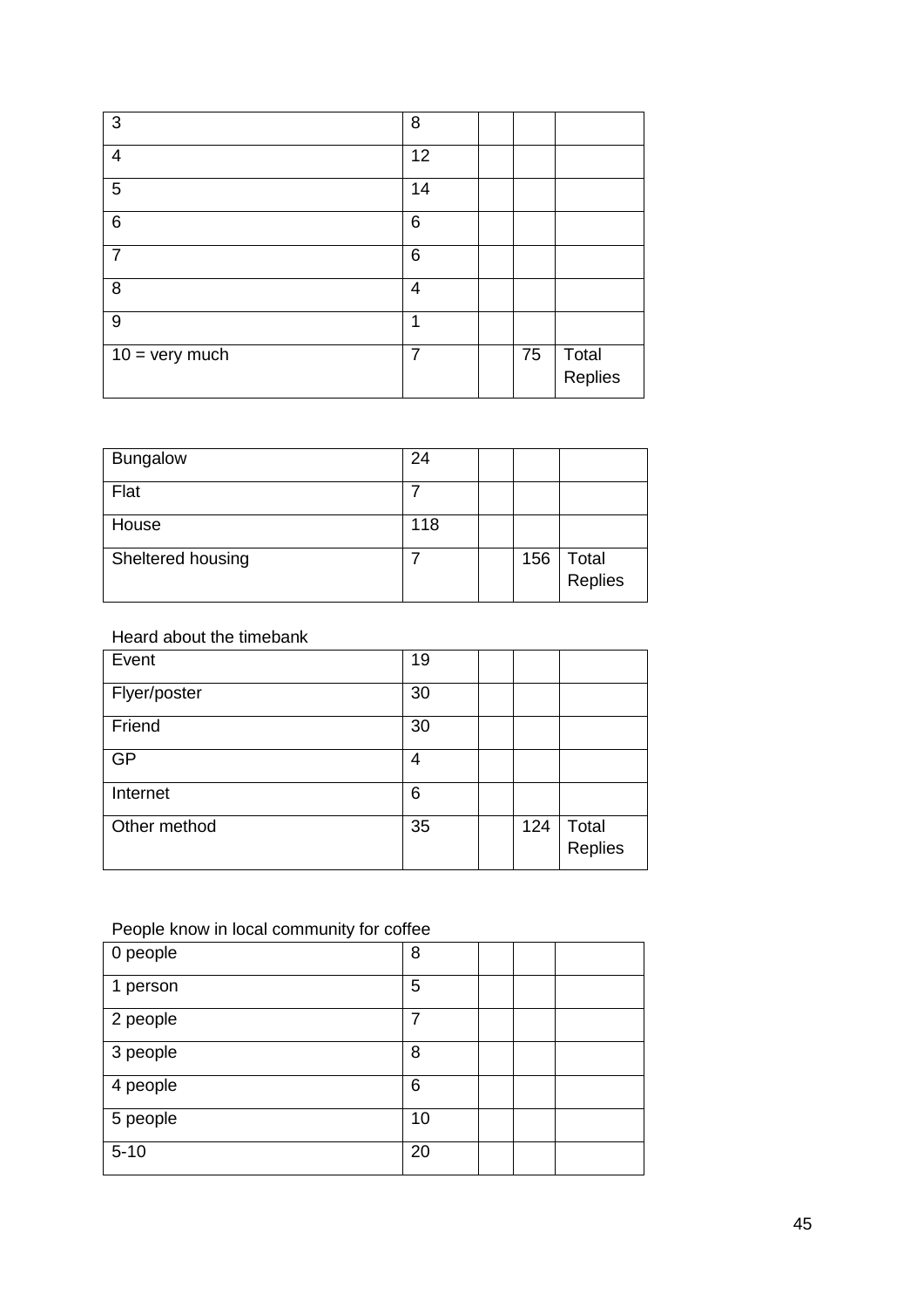| 3 | 8 | | | |
|---|---|---|---|---|
| 4 | 12 | | | |
| 5 | 14 | | | |
| 6 | 6 | | | |
| 7 | 6 | | | |
| 8 | 4 | | | |
| 9 | 1 | | | |
| 10 = very much | 7 | | 75 | Total Replies |

| Bungalow | 24 | | | |
|---|---|---|---|---|
| Flat | 7 | | | |
| House | 118 | | | |
| Sheltered housing | 7 | | 156 | Total Replies |

Heard about the timebank

| Event | 19 | | | |
|---|---|---|---|---|
| Flyer/poster | 30 | | | |
| Friend | 30 | | | |
| GP | 4 | | | |
| Internet | 6 | | | |
| Other method | 35 | | 124 | Total Replies |

People know in local community for coffee

| 0 people | 8 | | | |
|---|---|---|---|---|
| 1 person | 5 | | | |
| 2 people | 7 | | | |
| 3 people | 8 | | | |
| 4 people | 6 | | | |
| 5 people | 10 | | | |
| 5-10 | 20 | | | |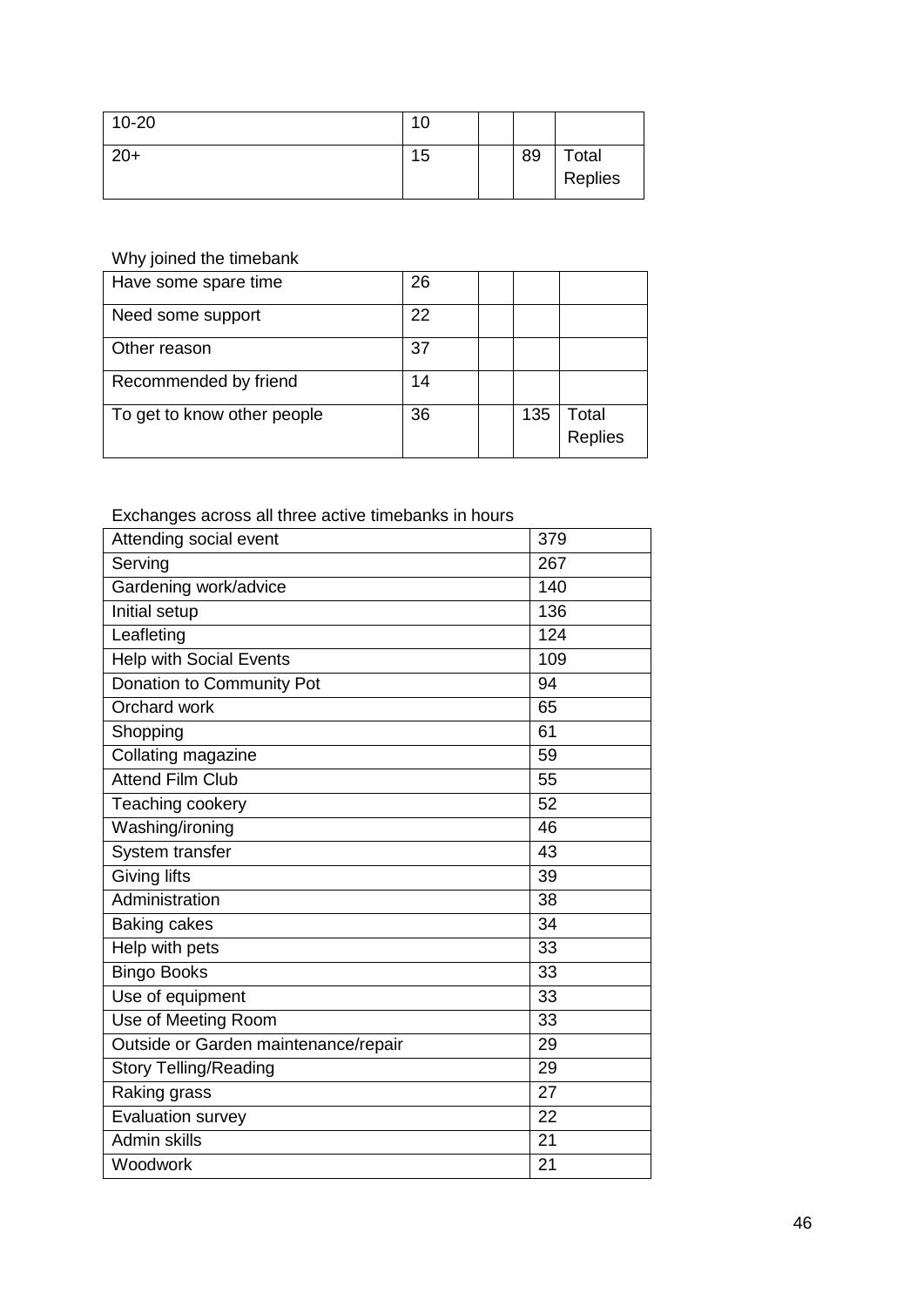| 10-20 | 10 | | | |
|---|---|---|---|---|
| 20+ | 15 | | 89 | Total Replies |

Why joined the timebank

| Have some spare time | 26 | | | |
|---|---|---|---|---|
| Need some support | 22 | | | |
| Other reason | 37 | | | |
| Recommended by friend | 14 | | | |
| To get to know other people | 36 | | 135 | Total Replies |

Exchanges across all three active timebanks in hours

| Attending social event | 379 |
|---|---|
| Serving | 267 |
| Gardening work/advice | 140 |
| Initial setup | 136 |
| Leafleting | 124 |
| Help with Social Events | 109 |
| Donation to Community Pot | 94 |
| Orchard work | 65 |
| Shopping | 61 |
| Collating magazine | 59 |
| Attend Film Club | 55 |
| Teaching cookery | 52 |
| Washing/ironing | 46 |
| System transfer | 43 |
| Giving lifts | 39 |
| Administration | 38 |
| Baking cakes | 34 |
| Help with pets | 33 |
| Bingo Books | 33 |
| Use of equipment | 33 |
| Use of Meeting Room | 33 |
| Outside or Garden maintenance/repair | 29 |
| Story Telling/Reading | 29 |
| Raking grass | 27 |
| Evaluation survey | 22 |
| Admin skills | 21 |
| Woodwork | 21 |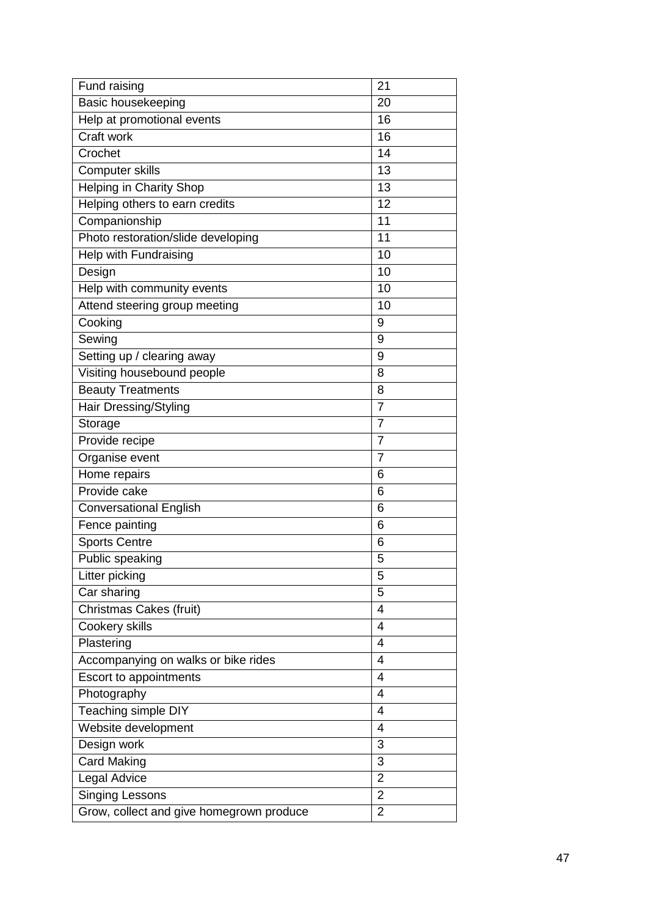| Fund raising | 21 |
|---|---|
| Basic housekeeping | 20 |
| Help at promotional events | 16 |
| Craft work | 16 |
| Crochet | 14 |
| Computer skills | 13 |
| Helping in Charity Shop | 13 |
| Helping others to earn credits | 12 |
| Companionship | 11 |
| Photo restoration/slide developing | 11 |
| Help with Fundraising | 10 |
| Design | 10 |
| Help with community events | 10 |
| Attend steering group meeting | 10 |
| Cooking | 9 |
| Sewing | 9 |
| Setting up / clearing away | 9 |
| Visiting housebound people | 8 |
| Beauty Treatments | 8 |
| Hair Dressing/Styling | 7 |
| Storage | 7 |
| Provide recipe | 7 |
| Organise event | 7 |
| Home repairs | 6 |
| Provide cake | 6 |
| Conversational English | 6 |
| Fence painting | 6 |
| Sports Centre | 6 |
| Public speaking | 5 |
| Litter picking | 5 |
| Car sharing | 5 |
| Christmas Cakes (fruit) | 4 |
| Cookery skills | 4 |
| Plastering | 4 |
| Accompanying on walks or bike rides | 4 |
| Escort to appointments | 4 |
| Photography | 4 |
| Teaching simple DIY | 4 |
| Website development | 4 |
| Design work | 3 |
| Card Making | 3 |
| Legal Advice | 2 |
| Singing Lessons | 2 |
| Grow, collect and give homegrown produce | 2 |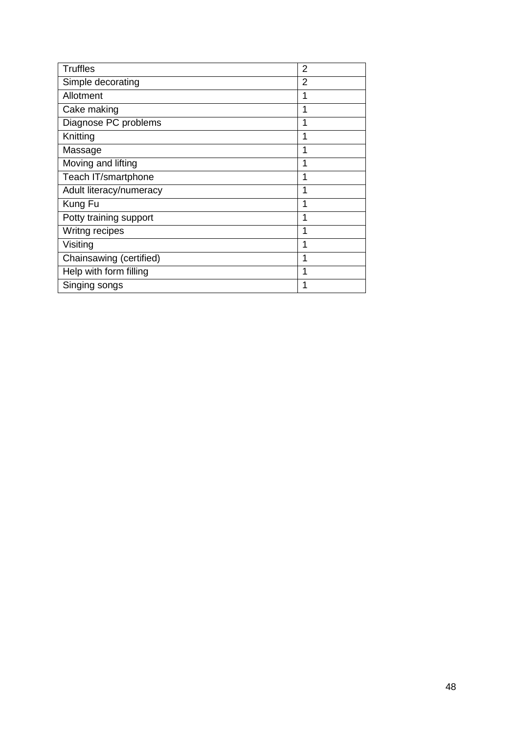| | |
|---|---|
| Truffles | 2 |
| Simple decorating | 2 |
| Allotment | 1 |
| Cake making | 1 |
| Diagnose PC problems | 1 |
| Knitting | 1 |
| Massage | 1 |
| Moving and lifting | 1 |
| Teach IT/smartphone | 1 |
| Adult literacy/numeracy | 1 |
| Kung Fu | 1 |
| Potty training support | 1 |
| Writng recipes | 1 |
| Visiting | 1 |
| Chainsawing (certified) | 1 |
| Help with form filling | 1 |
| Singing songs | 1 |